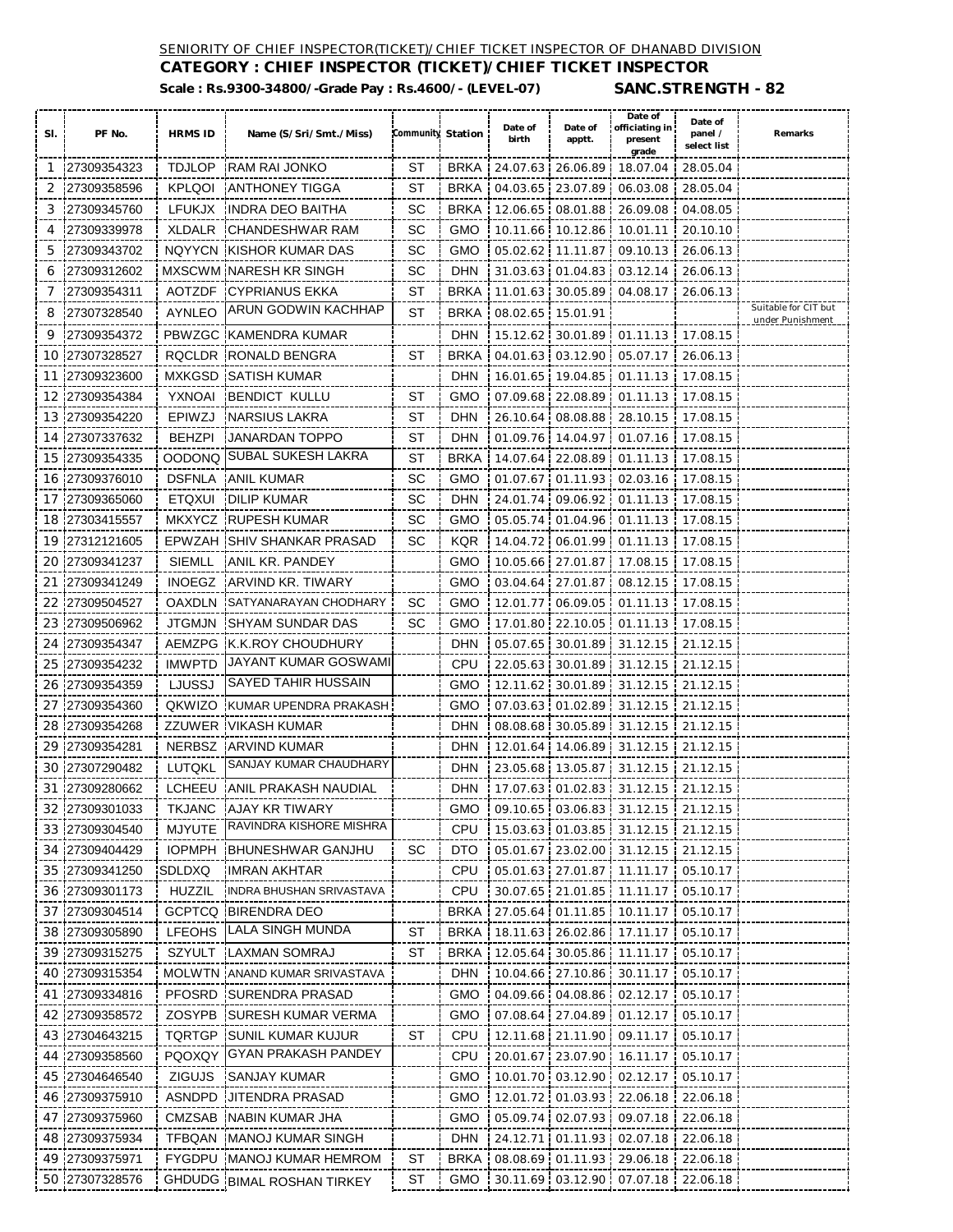SENIORITY OF CHIEF INSPECTOR(TICKET)/CHIEF TICKET INSPECTOR OF DHANABD DIVISION

**CATEGORY : CHIEF INSPECTOR (TICKET)/CHIEF TICKET INSPECTOR**

**Scale : Rs.9300-34800/-Grade Pay : Rs.4600/- (LEVEL-07)** **SANC.STRENGTH - 82**

| Sl. | PF No. | HRMS ID | Name (S/Sri/Smt./Miss) | Community | Station | Date of birth | Date of apptt. | Date of officiating in present grade | Date of panel / select list | Remarks |
|---|---|---|---|---|---|---|---|---|---|---|
| 1 | 27309354323 | TDJLOP | RAM RAI JONKO | ST | BRKA | 24.07.63 | 26.06.89 | 18.07.04 | 28.05.04 | |
| 2 | 27309358596 | KPLQOI | ANTHONEY TIGGA | ST | BRKA | 04.03.65 | 23.07.89 | 06.03.08 | 28.05.04 | |
| 3 | 27309345760 | LFUKJX | INDRA DEO BAITHA | SC | BRKA | 12.06.65 | 08.01.88 | 26.09.08 | 04.08.05 | |
| 4 | 27309339978 | XLDALR | CHANDESHWAR RAM | SC | GMO | 10.11.66 | 10.12.86 | 10.01.11 | 20.10.10 | |
| 5 | 27309343702 | NQYYCN | KISHOR KUMAR DAS | SC | GMO | 05.02.62 | 11.11.87 | 09.10.13 | 26.06.13 | |
| 6 | 27309312602 | MXSCWM | NARESH KR SINGH | SC | DHN | 31.03.63 | 01.04.83 | 03.12.14 | 26.06.13 | |
| 7 | 27309354311 | AOTZDF | CYPRIANUS EKKA | ST | BRKA | 11.01.63 | 30.05.89 | 04.08.17 | 26.06.13 | |
| 8 | 27307328540 | AYNLEO | ARUN GODWIN KACHHAP | ST | BRKA | 08.02.65 | 15.01.91 | | | Suitable for CIT but under Punishment |
| 9 | 27309354372 | PBWZGC | KAMENDRA KUMAR | | DHN | 15.12.62 | 30.01.89 | 01.11.13 | 17.08.15 | |
| 10 | 27307328527 | RQCLDR | RONALD BENGRA | ST | BRKA | 04.01.63 | 03.12.90 | 05.07.17 | 26.06.13 | |
| 11 | 27309323600 | MXKGSD | SATISH KUMAR | | DHN | 16.01.65 | 19.04.85 | 01.11.13 | 17.08.15 | |
| 12 | 27309354384 | YXNOAI | BENDICT KULLU | ST | GMO | 07.09.68 | 22.08.89 | 01.11.13 | 17.08.15 | |
| 13 | 27309354220 | EPIWZJ | NARSIUS LAKRA | ST | DHN | 26.10.64 | 08.08.88 | 28.10.15 | 17.08.15 | |
| 14 | 27307337632 | BEHZPI | JANARDAN TOPPO | ST | DHN | 01.09.76 | 14.04.97 | 01.07.16 | 17.08.15 | |
| 15 | 27309354335 | OODONQ | SUBAL SUKESH LAKRA | ST | BRKA | 14.07.64 | 22.08.89 | 01.11.13 | 17.08.15 | |
| 16 | 27309376010 | DSFNLA | ANIL KUMAR | SC | GMO | 01.07.67 | 01.11.93 | 02.03.16 | 17.08.15 | |
| 17 | 27309365060 | ETQXUI | DILIP KUMAR | SC | DHN | 24.01.74 | 09.06.92 | 01.11.13 | 17.08.15 | |
| 18 | 27303415557 | MKXYCZ | RUPESH KUMAR | SC | GMO | 05.05.74 | 01.04.96 | 01.11.13 | 17.08.15 | |
| 19 | 27312121605 | EPWZAH | SHIV SHANKAR PRASAD | SC | KQR | 14.04.72 | 06.01.99 | 01.11.13 | 17.08.15 | |
| 20 | 27309341237 | SIEMLL | ANIL KR. PANDEY | | GMO | 10.05.66 | 27.01.87 | 17.08.15 | 17.08.15 | |
| 21 | 27309341249 | INOEGZ | ARVIND KR. TIWARY | | GMO | 03.04.64 | 27.01.87 | 08.12.15 | 17.08.15 | |
| 22 | 27309504527 | OAXDLN | SATYANARAYAN CHODHARY | SC | GMO | 12.01.77 | 06.09.05 | 01.11.13 | 17.08.15 | |
| 23 | 27309506962 | JTGMJN | SHYAM SUNDAR DAS | SC | GMO | 17.01.80 | 22.10.05 | 01.11.13 | 17.08.15 | |
| 24 | 27309354347 | AEMZPG | K.K.ROY CHOUDHURY | | DHN | 05.07.65 | 30.01.89 | 31.12.15 | 21.12.15 | |
| 25 | 27309354232 | IMWPTD | JAYANT KUMAR GOSWAMI | | CPU | 22.05.63 | 30.01.89 | 31.12.15 | 21.12.15 | |
| 26 | 27309354359 | LJUSSJ | SAYED TAHIR HUSSAIN | | GMO | 12.11.62 | 30.01.89 | 31.12.15 | 21.12.15 | |
| 27 | 27309354360 | QKWIZO | KUMAR UPENDRA PRAKASH | | GMO | 07.03.63 | 01.02.89 | 31.12.15 | 21.12.15 | |
| 28 | 27309354268 | ZZUWER | VIKASH KUMAR | | DHN | 08.08.68 | 30.05.89 | 31.12.15 | 21.12.15 | |
| 29 | 27309354281 | NERBSZ | ARVIND KUMAR | | DHN | 12.01.64 | 14.06.89 | 31.12.15 | 21.12.15 | |
| 30 | 27307290482 | LUTQKL | SANJAY KUMAR CHAUDHARY | | DHN | 23.05.68 | 13.05.87 | 31.12.15 | 21.12.15 | |
| 31 | 27309280662 | LCHEEU | ANIL PRAKASH NAUDIAL | | DHN | 17.07.63 | 01.02.83 | 31.12.15 | 21.12.15 | |
| 32 | 27309301033 | TKJANC | AJAY KR TIWARY | | GMO | 09.10.65 | 03.06.83 | 31.12.15 | 21.12.15 | |
| 33 | 27309304540 | MJYUTE | RAVINDRA KISHORE MISHRA | | CPU | 15.03.63 | 01.03.85 | 31.12.15 | 21.12.15 | |
| 34 | 27309404429 | IOPMPH | BHUNESHWAR GANJHU | SC | DTO | 05.01.67 | 23.02.00 | 31.12.15 | 21.12.15 | |
| 35 | 27309341250 | SDLDXQ | IMRAN AKHTAR | | CPU | 05.01.63 | 27.01.87 | 11.11.17 | 05.10.17 | |
| 36 | 27309301173 | HUZZIL | INDRA BHUSHAN SRIVASTAVA | | CPU | 30.07.65 | 21.01.85 | 11.11.17 | 05.10.17 | |
| 37 | 27309304514 | GCPTCQ | BIRENDRA DEO | | BRKA | 27.05.64 | 01.11.85 | 10.11.17 | 05.10.17 | |
| 38 | 27309305890 | LFEOHS | LALA SINGH MUNDA | ST | BRKA | 18.11.63 | 26.02.86 | 17.11.17 | 05.10.17 | |
| 39 | 27309315275 | SZYULT | LAXMAN SOMRAJ | ST | BRKA | 12.05.64 | 30.05.86 | 11.11.17 | 05.10.17 | |
| 40 | 27309315354 | MOLWTN | ANAND KUMAR SRIVASTAVA | | DHN | 10.04.66 | 27.10.86 | 30.11.17 | 05.10.17 | |
| 41 | 27309334816 | PFOSRD | SURENDRA PRASAD | | GMO | 04.09.66 | 04.08.86 | 02.12.17 | 05.10.17 | |
| 42 | 27309358572 | ZOSYPB | SURESH KUMAR VERMA | | GMO | 07.08.64 | 27.04.89 | 01.12.17 | 05.10.17 | |
| 43 | 27304643215 | TQRTGP | SUNIL KUMAR KUJUR | ST | CPU | 12.11.68 | 21.11.90 | 09.11.17 | 05.10.17 | |
| 44 | 27309358560 | PQOXQY | GYAN PRAKASH PANDEY | | CPU | 20.01.67 | 23.07.90 | 16.11.17 | 05.10.17 | |
| 45 | 27304646540 | ZIGUJS | SANJAY KUMAR | | GMO | 10.01.70 | 03.12.90 | 02.12.17 | 05.10.17 | |
| 46 | 27309375910 | ASNDPD | JITENDRA PRASAD | | GMO | 12.01.72 | 01.03.93 | 22.06.18 | 22.06.18 | |
| 47 | 27309375960 | CMZSAB | NABIN KUMAR JHA | | GMO | 05.09.74 | 02.07.93 | 09.07.18 | 22.06.18 | |
| 48 | 27309375934 | TFBQAN | MANOJ KUMAR SINGH | | DHN | 24.12.71 | 01.11.93 | 02.07.18 | 22.06.18 | |
| 49 | 27309375971 | FYGDPU | MANOJ KUMAR HEMROM | ST | BRKA | 08.08.69 | 01.11.93 | 29.06.18 | 22.06.18 | |
| 50 | 27307328576 | GHDUDG | BIMAL ROSHAN TIRKEY | ST | GMO | 30.11.69 | 03.12.90 | 07.07.18 | 22.06.18 | |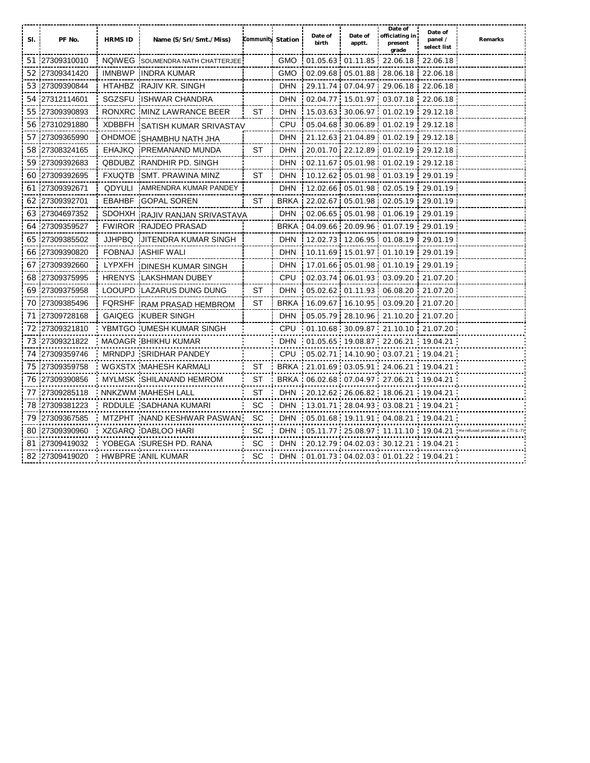| Sl. | PF No. | HRMS ID | Name (S/Sri/Smt./Miss) | Community | Station | Date of birth | Date of apptt. | Date of officiating in present grade | Date of panel / select list | Remarks |
|---|---|---|---|---|---|---|---|---|---|---|
| 51 | 27309310010 | NQIWEG | SOUMENDRA NATH CHATTERJEE | | GMO | 01.05.63 | 01.11.85 | 22.06.18 | 22.06.18 | |
| 52 | 27309341420 | IMNBWP | INDRA KUMAR | | GMO | 02.09.68 | 05.01.88 | 28.06.18 | 22.06.18 | |
| 53 | 27309390844 | HTAHBZ | RAJIV KR. SINGH | | DHN | 29.11.74 | 07.04.97 | 29.06.18 | 22.06.18 | |
| 54 | 27312114601 | SGZSFU | ISHWAR CHANDRA | | DHN | 02.04.77 | 15.01.97 | 03.07.18 | 22.06.18 | |
| 55 | 27309390893 | RONXRC | MINZ LAWRANCE BEER | ST | DHN | 15.03.63 | 30.06.97 | 01.02.19 | 29.12.18 | |
| 56 | 27310291880 | XDBBFH | SATISH KUMAR SRIVASTAV | | CPU | 05.04.68 | 30.06.89 | 01.02.19 | 29.12.18 | |
| 57 | 27309365990 | OHDMOE | SHAMBHU NATH JHA | | DHN | 21.12.63 | 21.04.89 | 01.02.19 | 29.12.18 | |
| 58 | 27308324165 | EHAJKQ | PREMANAND MUNDA | ST | DHN | 20.01.70 | 22.12.89 | 01.02.19 | 29.12.18 | |
| 59 | 27309392683 | QBDUBZ | RANDHIR PD. SINGH | | DHN | 02.11.67 | 05.01.98 | 01.02.19 | 29.12.18 | |
| 60 | 27309392695 | FXUQTB | SMT. PRAWINA MINZ | ST | DHN | 10.12.62 | 05.01.98 | 01.03.19 | 29.01.19 | |
| 61 | 27309392671 | QDYULI | AMRENDRA KUMAR PANDEY | | DHN | 12.02.66 | 05.01.98 | 02.05.19 | 29.01.19 | |
| 62 | 27309392701 | EBAHBF | GOPAL SOREN | ST | BRKA | 22.02.67 | 05.01.98 | 02.05.19 | 29.01.19 | |
| 63 | 27304697352 | SDOHXH | RAJIV RANJAN SRIVASTAVA | | DHN | 02.06.65 | 05.01.98 | 01.06.19 | 29.01.19 | |
| 64 | 27309359527 | FWIROR | RAJDEO PRASAD | | BRKA | 04.09.66 | 20.09.96 | 01.07.19 | 29.01.19 | |
| 65 | 27309385502 | JJHPBQ | JITENDRA KUMAR SINGH | | DHN | 12.02.73 | 12.06.95 | 01.08.19 | 29.01.19 | |
| 66 | 27309390820 | FOBNAJ | ASHIF WALI | | DHN | 10.11.69 | 15.01.97 | 01.10.19 | 29.01.19 | |
| 67 | 27309392660 | LYPXFH | DINESH KUMAR SINGH | | DHN | 17.01.66 | 05.01.98 | 01.10.19 | 29.01.19 | |
| 68 | 27309375995 | HRENYS | LAKSHMAN DUBEY | | CPU | 02.03.74 | 06.01.93 | 03.09.20 | 21.07.20 | |
| 69 | 27309375958 | LOOUPD | LAZARUS DUNG DUNG | ST | DHN | 05.02.62 | 01.11.93 | 06.08.20 | 21.07.20 | |
| 70 | 27309385496 | FQRSHF | RAM PRASAD HEMBROM | ST | BRKA | 16.09.67 | 16.10.95 | 03.09.20 | 21.07.20 | |
| 71 | 27309728168 | GAIQEG | KUBER SINGH | | DHN | 05.05.79 | 28.10.96 | 21.10.20 | 21.07.20 | |
| 72 | 27309321810 | YBMTGO | UMESH KUMAR SINGH | | CPU | 01.10.68 | 30.09.87 | 21.10.10 | 21.07.20 | |
| 73 | 27309321822 | MAOAGR | BHIKHU KUMAR | | DHN | 01.05.65 | 19.08.87 | 22.06.21 | 19.04.21 | |
| 74 | 27309359746 | MRNDPJ | SRIDHAR PANDEY | | CPU | 05.02.71 | 14.10.90 | 03.07.21 | 19.04.21 | |
| 75 | 27309359758 | WGXSTX | MAHESH KARMALI | ST | BRKA | 21.01.69 | 03.05.91 | 24.06.21 | 19.04.21 | |
| 76 | 27309390856 | MYLMSK | SHILANAND HEMROM | ST | BRKA | 06.02.68 | 07.04.97 | 27.06.21 | 19.04.21 | |
| 77 | 27309285118 | NNKZWM | MAHESH LALL | ST | DHN | 20.12.62 | 26.06.82 | 18.06.21 | 19.04.21 | |
| 78 | 27309381223 | RDDULE | SADHANA KUMARI | SC | DHN | 13.01.71 | 28.04.93 | 03.08.21 | 19.04.21 | |
| 79 | 27309367585 | MTZPHT | NAND KESHWAR PASWAN | SC | DHN | 05.01.68 | 19.11.91 | 04.08.21 | 19.04.21 | |
| 80 | 27309390960 | XZGARQ | DABLOO HARI | SC | DHN | 05.11.77 | 25.08.97 | 11.11.10 | 19.04.21 | He refused promotion as CTI (L-7) |
| 81 | 27309419032 | YOBEGA | SURESH PD. RANA | SC | DHN | 20.12.79 | 04.02.03 | 30.12.21 | 19.04.21 | |
| 82 | 27309419020 | HWBPRE | ANIL KUMAR | SC | DHN | 01.01.73 | 04.02.03 | 01.01.22 | 19.04.21 | |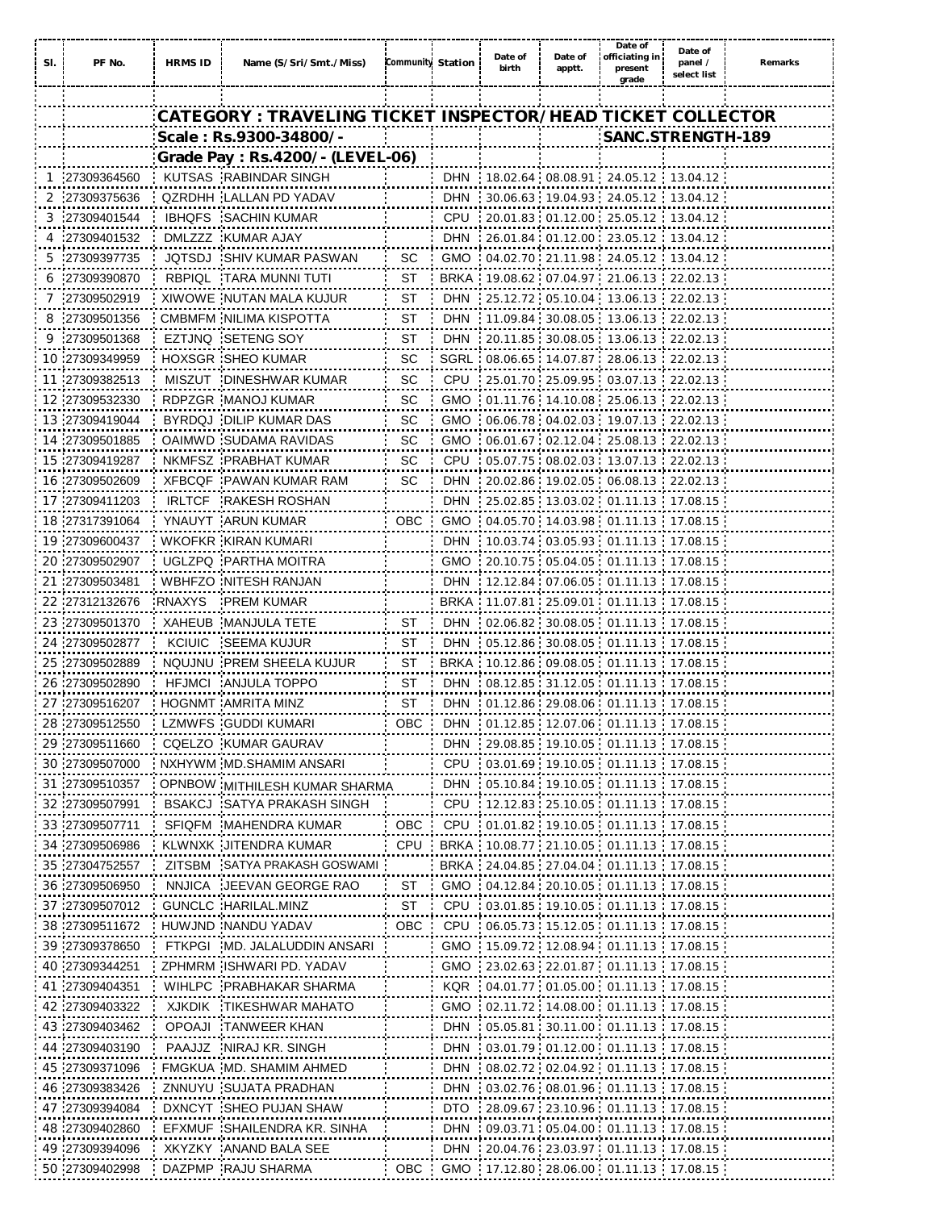| Sl. | PF No. | HRMS ID | Name (S/Sri/Smt./Miss) | Community | Station | Date of birth | Date of apptt. | Date of officiating in present grade | Date of panel / select list | Remarks |
|---|---|---|---|---|---|---|---|---|---|---|
| | | | **CATEGORY : TRAVELING TICKET INSPECTOR/HEAD TICKET COLLECTOR** | | | | | | | |
| | | | **Scale : Rs.9300-34800/-** | | | | | **SANC.STRENGTH-189** | | |
| | | | **Grade Pay : Rs.4200/- (LEVEL-06)** | | | | | | | |
| 1 | 27309364560 | KUTSAS | RABINDAR SINGH | | DHN | 18.02.64 | 08.08.91 | 24.05.12 | 13.04.12 | |
| 2 | 27309375636 | QZRDHH | LALLAN PD YADAV | | DHN | 30.06.63 | 19.04.93 | 24.05.12 | 13.04.12 | |
| 3 | 27309401544 | IBHQFS | SACHIN KUMAR | | CPU | 20.01.83 | 01.12.00 | 25.05.12 | 13.04.12 | |
| 4 | 27309401532 | DMLZZZ | KUMAR AJAY | | DHN | 26.01.84 | 01.12.00 | 23.05.12 | 13.04.12 | |
| 5 | 27309397735 | JQTSDJ | SHIV KUMAR PASWAN | SC | GMO | 04.02.70 | 21.11.98 | 24.05.12 | 13.04.12 | |
| 6 | 27309390870 | RBPIQL | TARA MUNNI TUTI | ST | BRKA | 19.08.62 | 07.04.97 | 21.06.13 | 22.02.13 | |
| 7 | 27309502919 | XIWOWE | NUTAN MALA KUJUR | ST | DHN | 25.12.72 | 05.10.04 | 13.06.13 | 22.02.13 | |
| 8 | 27309501356 | CMBMFM | NILIMA KISPOTTA | ST | DHN | 11.09.84 | 30.08.05 | 13.06.13 | 22.02.13 | |
| 9 | 27309501368 | EZTJNQ | SETENG SOY | ST | DHN | 20.11.85 | 30.08.05 | 13.06.13 | 22.02.13 | |
| 10 | 27309349959 | HOXSGR | SHEO KUMAR | SC | SGRL | 08.06.65 | 14.07.87 | 28.06.13 | 22.02.13 | |
| 11 | 27309382513 | MISZUT | DINESHWAR KUMAR | SC | CPU | 25.01.70 | 25.09.95 | 03.07.13 | 22.02.13 | |
| 12 | 27309532330 | RDPZGR | MANOJ KUMAR | SC | GMO | 01.11.76 | 14.10.08 | 25.06.13 | 22.02.13 | |
| 13 | 27309419044 | BYRDQJ | DILIP KUMAR DAS | SC | GMO | 06.06.78 | 04.02.03 | 19.07.13 | 22.02.13 | |
| 14 | 27309501885 | OAIMWD | SUDAMA RAVIDAS | SC | GMO | 06.01.67 | 02.12.04 | 25.08.13 | 22.02.13 | |
| 15 | 27309419287 | NKMFSZ | PRABHAT KUMAR | SC | CPU | 05.07.75 | 08.02.03 | 13.07.13 | 22.02.13 | |
| 16 | 27309502609 | XFBCQF | PAWAN KUMAR RAM | SC | DHN | 20.02.86 | 19.02.05 | 06.08.13 | 22.02.13 | |
| 17 | 27309411203 | IRLTCF | RAKESH ROSHAN | | DHN | 25.02.85 | 13.03.02 | 01.11.13 | 17.08.15 | |
| 18 | 27317391064 | YNAUYT | ARUN KUMAR | OBC | GMO | 04.05.70 | 14.03.98 | 01.11.13 | 17.08.15 | |
| 19 | 27309600437 | WKOFKR | KIRAN KUMARI | | DHN | 10.03.74 | 03.05.93 | 01.11.13 | 17.08.15 | |
| 20 | 27309502907 | UGLZPQ | PARTHA MOITRA | | GMO | 20.10.75 | 05.04.05 | 01.11.13 | 17.08.15 | |
| 21 | 27309503481 | WBHFZO | NITESH RANJAN | | DHN | 12.12.84 | 07.06.05 | 01.11.13 | 17.08.15 | |
| 22 | 27312132676 | RNAXYS | PREM KUMAR | | BRKA | 11.07.81 | 25.09.01 | 01.11.13 | 17.08.15 | |
| 23 | 27309501370 | XAHEUB | MANJULA TETE | ST | DHN | 02.06.82 | 30.08.05 | 01.11.13 | 17.08.15 | |
| 24 | 27309502877 | KCIUIC | SEEMA KUJUR | ST | DHN | 05.12.86 | 30.08.05 | 01.11.13 | 17.08.15 | |
| 25 | 27309502889 | NQUJNU | PREM SHEELA KUJUR | ST | BRKA | 10.12.86 | 09.08.05 | 01.11.13 | 17.08.15 | |
| 26 | 27309502890 | HFJMCI | ANJULA TOPPO | ST | DHN | 08.12.85 | 31.12.05 | 01.11.13 | 17.08.15 | |
| 27 | 27309516207 | HOGNMT | AMRITA MINZ | ST | DHN | 01.12.86 | 29.08.06 | 01.11.13 | 17.08.15 | |
| 28 | 27309512550 | LZMWFS | GUDDI KUMARI | OBC | DHN | 01.12.85 | 12.07.06 | 01.11.13 | 17.08.15 | |
| 29 | 27309511660 | CQELZO | KUMAR GAURAV | | DHN | 29.08.85 | 19.10.05 | 01.11.13 | 17.08.15 | |
| 30 | 27309507000 | NXHYWM | MD.SHAMIM ANSARI | | CPU | 03.01.69 | 19.10.05 | 01.11.13 | 17.08.15 | |
| 31 | 27309510357 | OPNBOW | MITHILESH KUMAR SHARMA | | DHN | 05.10.84 | 19.10.05 | 01.11.13 | 17.08.15 | |
| 32 | 27309507991 | BSAKCJ | SATYA PRAKASH SINGH | | CPU | 12.12.83 | 25.10.05 | 01.11.13 | 17.08.15 | |
| 33 | 27309507711 | SFIQFM | MAHENDRA KUMAR | OBC | CPU | 01.01.82 | 19.10.05 | 01.11.13 | 17.08.15 | |
| 34 | 27309506986 | KLWNXK | JITENDRA KUMAR | CPU | BRKA | 10.08.77 | 21.10.05 | 01.11.13 | 17.08.15 | |
| 35 | 27304752557 | ZITSBM | SATYA PRAKASH GOSWAMI | | BRKA | 24.04.85 | 27.04.04 | 01.11.13 | 17.08.15 | |
| 36 | 27309506950 | NNJICA | JEEVAN GEORGE RAO | ST | GMO | 04.12.84 | 20.10.05 | 01.11.13 | 17.08.15 | |
| 37 | 27309507012 | GUNCLC | HARILAL.MINZ | ST | CPU | 03.01.85 | 19.10.05 | 01.11.13 | 17.08.15 | |
| 38 | 27309511672 | HUWJND | NANDU YADAV | OBC | CPU | 06.05.73 | 15.12.05 | 01.11.13 | 17.08.15 | |
| 39 | 27309378650 | FTKPGI | MD. JALALUDDIN ANSARI | | GMO | 15.09.72 | 12.08.94 | 01.11.13 | 17.08.15 | |
| 40 | 27309344251 | ZPHMRM | ISHWARI PD. YADAV | | GMO | 23.02.63 | 22.01.87 | 01.11.13 | 17.08.15 | |
| 41 | 27309404351 | WIHLPC | PRABHAKAR SHARMA | | KQR | 04.01.77 | 01.05.00 | 01.11.13 | 17.08.15 | |
| 42 | 27309403322 | XJKDIK | TIKESHWAR MAHATO | | GMO | 02.11.72 | 14.08.00 | 01.11.13 | 17.08.15 | |
| 43 | 27309403462 | OPOAJI | TANWEER KHAN | | DHN | 05.05.81 | 30.11.00 | 01.11.13 | 17.08.15 | |
| 44 | 27309403190 | PAAJJZ | NIRAJ KR. SINGH | | DHN | 03.01.79 | 01.12.00 | 01.11.13 | 17.08.15 | |
| 45 | 27309371096 | FMGKUA | MD. SHAMIM AHMED | | DHN | 08.02.72 | 02.04.92 | 01.11.13 | 17.08.15 | |
| 46 | 27309383426 | ZNNUYU | SUJATA PRADHAN | | DHN | 03.02.76 | 08.01.96 | 01.11.13 | 17.08.15 | |
| 47 | 27309394084 | DXNCYT | SHEO PUJAN SHAW | | DTO | 28.09.67 | 23.10.96 | 01.11.13 | 17.08.15 | |
| 48 | 27309402860 | EFXMUF | SHAILENDRA KR. SINHA | | DHN | 09.03.71 | 05.04.00 | 01.11.13 | 17.08.15 | |
| 49 | 27309394096 | XKYZKY | ANAND BALA SEE | | DHN | 20.04.76 | 23.03.97 | 01.11.13 | 17.08.15 | |
| 50 | 27309402998 | DAZPMP | RAJU SHARMA | OBC | GMO | 17.12.80 | 28.06.00 | 01.11.13 | 17.08.15 | |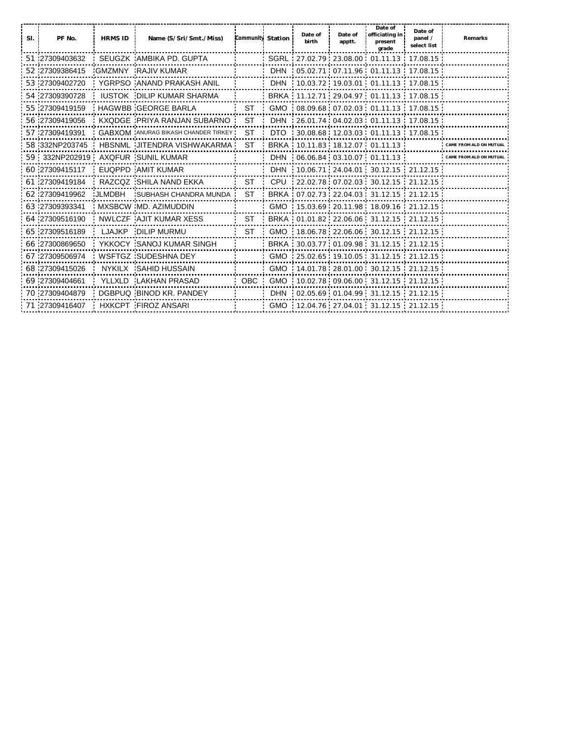| Sl. | PF No. | HRMS ID | Name (S/Sri/Smt./Miss) | Community | Station | Date of birth | Date of apptt. | Date of officiating in present grade | Date of panel / select list | Remarks |
|---|---|---|---|---|---|---|---|---|---|---|
| 51 | 27309403632 | SEUGZK | AMBIKA PD. GUPTA | | SGRL | 27.02.79 | 23.08.00 | 01.11.13 | 17.08.15 | |
| 52 | 27309386415 | GMZMNY | RAJIV KUMAR | | DHN | 05.02.71 | 07.11.96 | 01.11.13 | 17.08.15 | |
| 53 | 27309402720 | YGRPSO | ANAND PRAKASH ANIL | | DHN | 10.03.72 | 19.03.01 | 01.11.13 | 17.08.15 | |
| 54 | 27309390728 | IUSTOK | DILIP KUMAR SHARMA | | BRKA | 11.12.71 | 29.04.97 | 01.11.13 | 17.08.15 | |
| 55 | 27309419159 | HAGWBB | GEORGE BARLA | ST | GMO | 08.09.68 | 07.02.03 | 01.11.13 | 17.08.15 | |
| 56 | 27309419056 | KXQDGE | PRIYA RANJAN SUBARNO | ST | DHN | 26.01.74 | 04.02.03 | 01.11.13 | 17.08.15 | |
| 57 | 27309419391 | GABXOM | ANURAG BIKASH CHANDER TIRKEY | ST | DTO | 30.08.68 | 12.03.03 | 01.11.13 | 17.08.15 | |
| 58 | 332NP203745 | HBSNML | JITENDRA VISHWAKARMA | ST | BRKA | 10.11.83 | 18.12.07 | 01.11.13 | | CAME FROM ALD ON MUTUAL |
| 59 | 332NP202919 | AXQFUR | SUNIL KUMAR | | DHN | 06.06.84 | 03.10.07 | 01.11.13 | | CAME FROM ALD ON MUTUAL |
| 60 | 27309415117 | EUQPPD | AMIT KUMAR | | DHN | 10.06.71 | 24.04.01 | 30.12.15 | 21.12.15 | |
| 61 | 27309419184 | RAZCQZ | SHILA NAND EKKA | ST | CPU | 22.02.78 | 07.02.03 | 30.12.15 | 21.12.15 | |
| 62 | 27309419962 | JLMDBH | SUBHASH CHANDRA MUNDA | ST | BRKA | 07.02.73 | 22.04.03 | 31.12.15 | 21.12.15 | |
| 63 | 27309393341 | MXSBCW | MD. AZIMUDDIN | | GMO | 15.03.69 | 20.11.98 | 18.09.16 | 21.12.15 | |
| 64 | 27309516190 | NWLCZF | AJIT KUMAR XESS | ST | BRKA | 01.01.82 | 22.06.06 | 31.12.15 | 21.12.15 | |
| 65 | 27309516189 | LJAJKP | DILIP MURMU | ST | GMO | 18.06.78 | 22.06.06 | 30.12.15 | 21.12.15 | |
| 66 | 27300869650 | YKKOCY | SANOJ KUMAR SINGH | | BRKA | 30.03.77 | 01.09.98 | 31.12.15 | 21.12.15 | |
| 67 | 27309506974 | WSFTGZ | SUDESHNA DEY | | GMO | 25.02.65 | 19.10.05 | 31.12.15 | 21.12.15 | |
| 68 | 27309415026 | NYKILX | SAHID HUSSAIN | | GMO | 14.01.78 | 28.01.00 | 30.12.15 | 21.12.15 | |
| 69 | 27309404661 | YLLXLD | LAKHAN PRASAD | OBC | GMO | 10.02.78 | 09.06.00 | 31.12.15 | 21.12.15 | |
| 70 | 27309404879 | DGBPUQ | BINOD KR. PANDEY | | DHN | 02.05.69 | 01.04.99 | 31.12.15 | 21.12.15 | |
| 71 | 27309416407 | HXKCPT | FIROZ ANSARI | | GMO | 12.04.76 | 27.04.01 | 31.12.15 | 21.12.15 | |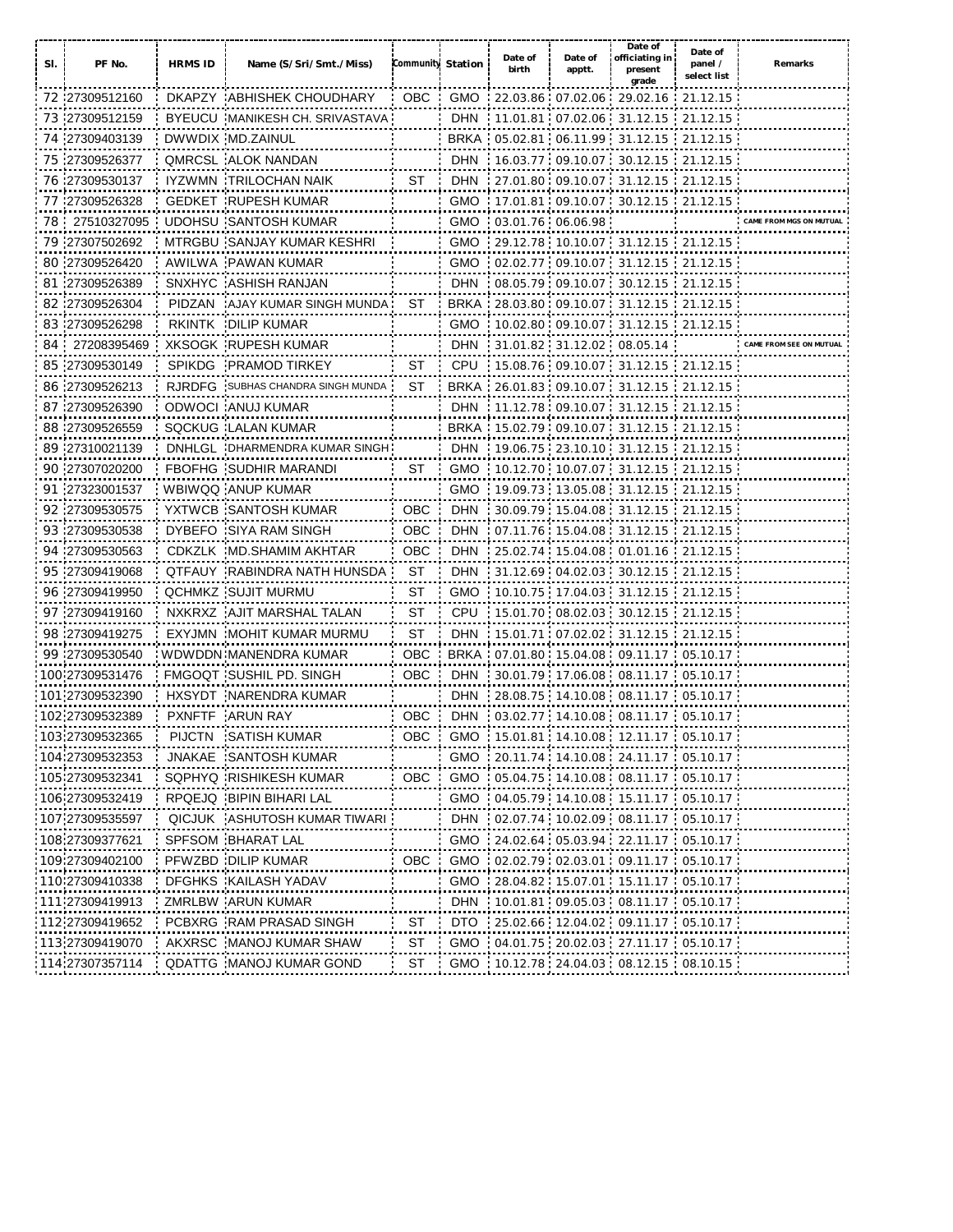| Sl. | PF No. | HRMS ID | Name (S/Sri/Smt./Miss) | Community | Station | Date of birth | Date of apptt. | Date of officiating in present grade | Date of panel / select list | Remarks |
|---|---|---|---|---|---|---|---|---|---|---|
| 72 | 27309512160 | DKAPZY | ABHISHEK CHOUDHARY | OBC | GMO | 22.03.86 | 07.02.06 | 29.02.16 | 21.12.15 | |
| 73 | 27309512159 | BYEUCU | MANIKESH CH. SRIVASTAVA | | DHN | 11.01.81 | 07.02.06 | 31.12.15 | 21.12.15 | |
| 74 | 27309403139 | DWWDIX | MD.ZAINUL | | BRKA | 05.02.81 | 06.11.99 | 31.12.15 | 21.12.15 | |
| 75 | 27309526377 | QMRCSL | ALOK NANDAN | | DHN | 16.03.77 | 09.10.07 | 30.12.15 | 21.12.15 | |
| 76 | 27309530137 | IYZWMN | TRILOCHAN NAIK | ST | DHN | 27.01.80 | 09.10.07 | 31.12.15 | 21.12.15 | |
| 77 | 27309526328 | GEDKET | RUPESH KUMAR | | GMO | 17.01.81 | 09.10.07 | 30.12.15 | 21.12.15 | |
| 78 | 27510327095 | UDOHSU | SANTOSH KUMAR | | GMO | 03.01.76 | 06.06.98 | | | CAME FROM MGS ON MUTUAL |
| 79 | 27307502692 | MTRGBU | SANJAY KUMAR KESHRI | | GMO | 29.12.78 | 10.10.07 | 31.12.15 | 21.12.15 | |
| 80 | 27309526420 | AWILWA | PAWAN KUMAR | | GMO | 02.02.77 | 09.10.07 | 31.12.15 | 21.12.15 | |
| 81 | 27309526389 | SNXHYC | ASHISH RANJAN | | DHN | 08.05.79 | 09.10.07 | 30.12.15 | 21.12.15 | |
| 82 | 27309526304 | PIDZAN | AJAY KUMAR SINGH MUNDA | ST | BRKA | 28.03.80 | 09.10.07 | 31.12.15 | 21.12.15 | |
| 83 | 27309526298 | RKINTK | DILIP KUMAR | | GMO | 10.02.80 | 09.10.07 | 31.12.15 | 21.12.15 | |
| 84 | 27208395469 | XKSOGK | RUPESH KUMAR | | DHN | 31.01.82 | 31.12.02 | 08.05.14 | | CAME FROM SEE ON MUTUAL |
| 85 | 27309530149 | SPIKDG | PRAMOD TIRKEY | ST | CPU | 15.08.76 | 09.10.07 | 31.12.15 | 21.12.15 | |
| 86 | 27309526213 | RJRDFG | SUBHAS CHANDRA SINGH MUNDA | ST | BRKA | 26.01.83 | 09.10.07 | 31.12.15 | 21.12.15 | |
| 87 | 27309526390 | ODWOCI | ANUJ KUMAR | | DHN | 11.12.78 | 09.10.07 | 31.12.15 | 21.12.15 | |
| 88 | 27309526559 | SQCKUG | LALAN KUMAR | | BRKA | 15.02.79 | 09.10.07 | 31.12.15 | 21.12.15 | |
| 89 | 27310021139 | DNHLGL | DHARMENDRA KUMAR SINGH | | DHN | 19.06.75 | 23.10.10 | 31.12.15 | 21.12.15 | |
| 90 | 27307020200 | FBOFHG | SUDHIR MARANDI | ST | GMO | 10.12.70 | 10.07.07 | 31.12.15 | 21.12.15 | |
| 91 | 27323001537 | WBIWQQ | ANUP KUMAR | | GMO | 19.09.73 | 13.05.08 | 31.12.15 | 21.12.15 | |
| 92 | 27309530575 | YXTWCB | SANTOSH KUMAR | OBC | DHN | 30.09.79 | 15.04.08 | 31.12.15 | 21.12.15 | |
| 93 | 27309530538 | DYBEFO | SIYA RAM SINGH | OBC | DHN | 07.11.76 | 15.04.08 | 31.12.15 | 21.12.15 | |
| 94 | 27309530563 | CDKZLK | MD.SHAMIM AKHTAR | OBC | DHN | 25.02.74 | 15.04.08 | 01.01.16 | 21.12.15 | |
| 95 | 27309419068 | QTFAUY | RABINDRA NATH HUNSDA | ST | DHN | 31.12.69 | 04.02.03 | 30.12.15 | 21.12.15 | |
| 96 | 27309419950 | QCHMKZ | SUJIT MURMU | ST | GMO | 10.10.75 | 17.04.03 | 31.12.15 | 21.12.15 | |
| 97 | 27309419160 | NXKRXZ | AJIT MARSHAL TALAN | ST | CPU | 15.01.70 | 08.02.03 | 30.12.15 | 21.12.15 | |
| 98 | 27309419275 | EXYJMN | MOHIT KUMAR MURMU | ST | DHN | 15.01.71 | 07.02.02 | 31.12.15 | 21.12.15 | |
| 99 | 27309530540 | WDWDDN | MANENDRA KUMAR | OBC | BRKA | 07.01.80 | 15.04.08 | 09.11.17 | 05.10.17 | |
| 100 | 27309531476 | FMGOQT | SUSHIL PD. SINGH | OBC | DHN | 30.01.79 | 17.06.08 | 08.11.17 | 05.10.17 | |
| 101 | 27309532390 | HXSYDT | NARENDRA KUMAR | | DHN | 28.08.75 | 14.10.08 | 08.11.17 | 05.10.17 | |
| 102 | 27309532389 | PXNFTF | ARUN RAY | OBC | DHN | 03.02.77 | 14.10.08 | 08.11.17 | 05.10.17 | |
| 103 | 27309532365 | PIJCTN | SATISH KUMAR | OBC | GMO | 15.01.81 | 14.10.08 | 12.11.17 | 05.10.17 | |
| 104 | 27309532353 | JNAKAE | SANTOSH KUMAR | | GMO | 20.11.74 | 14.10.08 | 24.11.17 | 05.10.17 | |
| 105 | 27309532341 | SQPHYQ | RISHIKESH KUMAR | OBC | GMO | 05.04.75 | 14.10.08 | 08.11.17 | 05.10.17 | |
| 106 | 27309532419 | RPQEJQ | BIPIN BIHARI LAL | | GMO | 04.05.79 | 14.10.08 | 15.11.17 | 05.10.17 | |
| 107 | 27309535597 | QICJUK | ASHUTOSH KUMAR TIWARI | | DHN | 02.07.74 | 10.02.09 | 08.11.17 | 05.10.17 | |
| 108 | 27309377621 | SPFSOM | BHARAT LAL | | GMO | 24.02.64 | 05.03.94 | 22.11.17 | 05.10.17 | |
| 109 | 27309402100 | PFWZBD | DILIP KUMAR | OBC | GMO | 02.02.79 | 02.03.01 | 09.11.17 | 05.10.17 | |
| 110 | 27309410338 | DFGHKS | KAILASH YADAV | | GMO | 28.04.82 | 15.07.01 | 15.11.17 | 05.10.17 | |
| 111 | 27309419913 | ZMRLBW | ARUN KUMAR | | DHN | 10.01.81 | 09.05.03 | 08.11.17 | 05.10.17 | |
| 112 | 27309419652 | PCBXRG | RAM PRASAD SINGH | ST | DTO | 25.02.66 | 12.04.02 | 09.11.17 | 05.10.17 | |
| 113 | 27309419070 | AKXRSC | MANOJ KUMAR SHAW | ST | GMO | 04.01.75 | 20.02.03 | 27.11.17 | 05.10.17 | |
| 114 | 27307357114 | QDATTG | MANOJ KUMAR GOND | ST | GMO | 10.12.78 | 24.04.03 | 08.12.15 | 08.10.15 | |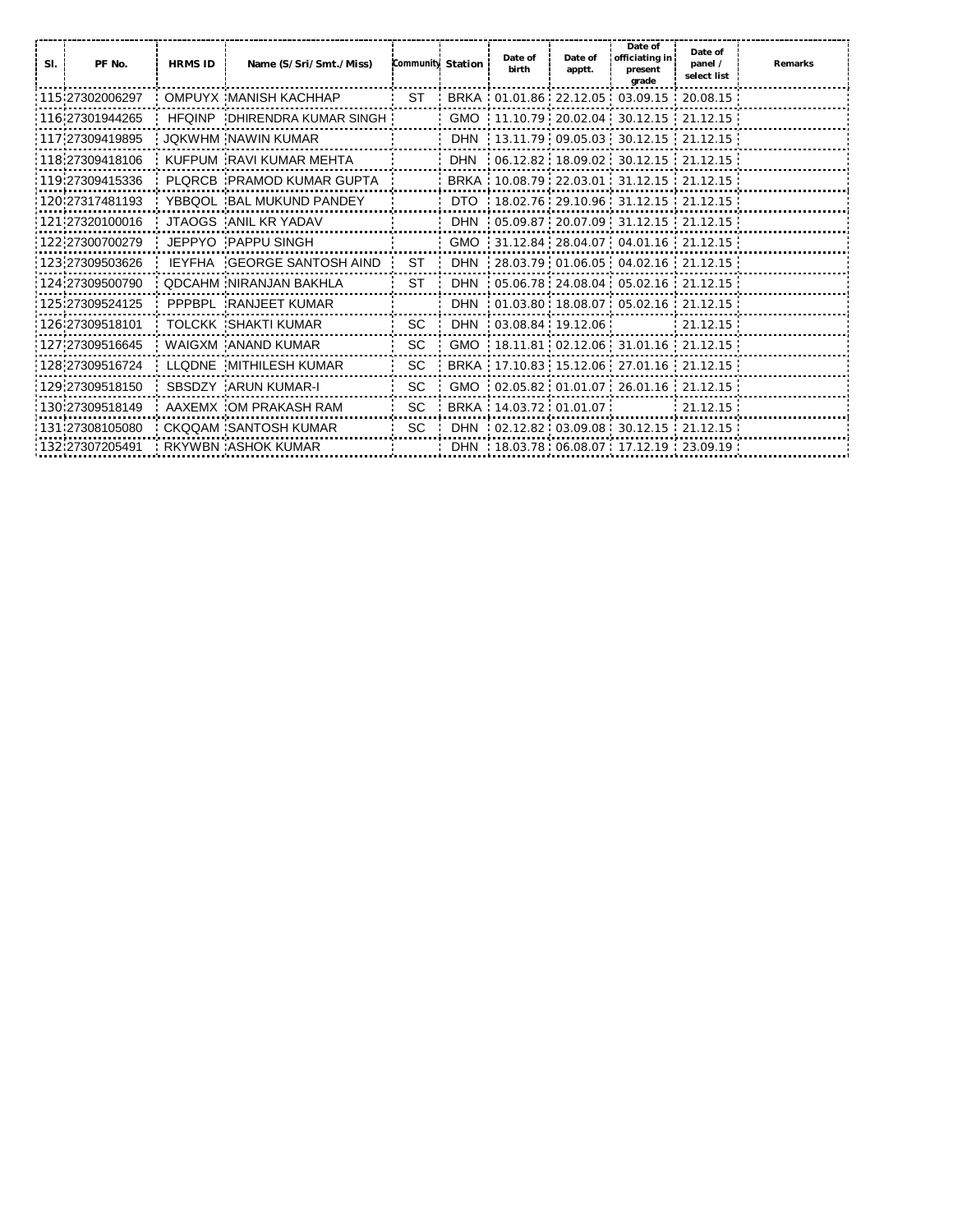| Sl. | PF No. | HRMS ID | Name (S/Sri/Smt./Miss) | Community | Station | Date of birth | Date of apptt. | Date of officiating in present grade | Date of panel / select list | Remarks |
|---|---|---|---|---|---|---|---|---|---|---|
| 115 | 27302006297 | OMPUYX | MANISH KACHHAP | ST | BRKA | 01.01.86 | 22.12.05 | 03.09.15 | 20.08.15 | |
| 116 | 27301944265 | HFQINP | DHIRENDRA KUMAR SINGH | | GMO | 11.10.79 | 20.02.04 | 30.12.15 | 21.12.15 | |
| 117 | 27309419895 | JQKWHM | NAWIN KUMAR | | DHN | 13.11.79 | 09.05.03 | 30.12.15 | 21.12.15 | |
| 118 | 27309418106 | KUFPUM | RAVI KUMAR MEHTA | | DHN | 06.12.82 | 18.09.02 | 30.12.15 | 21.12.15 | |
| 119 | 27309415336 | PLQRCB | PRAMOD KUMAR GUPTA | | BRKA | 10.08.79 | 22.03.01 | 31.12.15 | 21.12.15 | |
| 120 | 27317481193 | YBBQOL | BAL MUKUND PANDEY | | DTO | 18.02.76 | 29.10.96 | 31.12.15 | 21.12.15 | |
| 121 | 27320100016 | JTAOGS | ANIL KR YADAV | | DHN | 05.09.87 | 20.07.09 | 31.12.15 | 21.12.15 | |
| 122 | 27300700279 | JEPPYO | PAPPU SINGH | | GMO | 31.12.84 | 28.04.07 | 04.01.16 | 21.12.15 | |
| 123 | 27309503626 | IEYFHA | GEORGE SANTOSH AIND | ST | DHN | 28.03.79 | 01.06.05 | 04.02.16 | 21.12.15 | |
| 124 | 27309500790 | QDCAHM | NIRANJAN BAKHLA | ST | DHN | 05.06.78 | 24.08.04 | 05.02.16 | 21.12.15 | |
| 125 | 27309524125 | PPPBPL | RANJEET KUMAR | | DHN | 01.03.80 | 18.08.07 | 05.02.16 | 21.12.15 | |
| 126 | 27309518101 | TOLCKK | SHAKTI KUMAR | SC | DHN | 03.08.84 | 19.12.06 | | 21.12.15 | |
| 127 | 27309516645 | WAIGXM | ANAND KUMAR | SC | GMO | 18.11.81 | 02.12.06 | 31.01.16 | 21.12.15 | |
| 128 | 27309516724 | LLQDNE | MITHILESH KUMAR | SC | BRKA | 17.10.83 | 15.12.06 | 27.01.16 | 21.12.15 | |
| 129 | 27309518150 | SBSDZY | ARUN KUMAR-I | SC | GMO | 02.05.82 | 01.01.07 | 26.01.16 | 21.12.15 | |
| 130 | 27309518149 | AAXEMX | OM PRAKASH RAM | SC | BRKA | 14.03.72 | 01.01.07 | | 21.12.15 | |
| 131 | 27308105080 | CKQQAM | SANTOSH KUMAR | SC | DHN | 02.12.82 | 03.09.08 | 30.12.15 | 21.12.15 | |
| 132 | 27307205491 | RKYWBN | ASHOK KUMAR | | DHN | 18.03.78 | 06.08.07 | 17.12.19 | 23.09.19 | |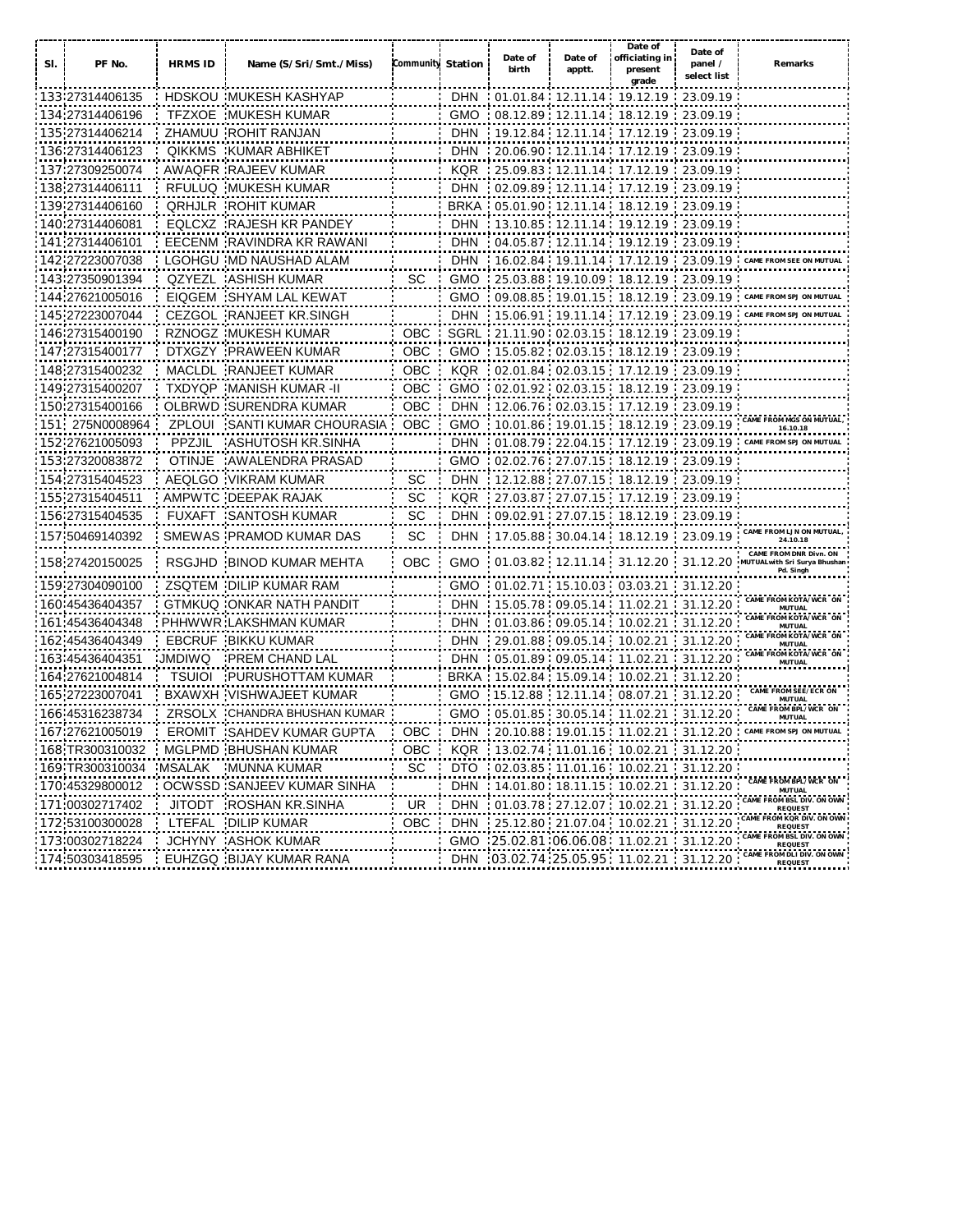| Sl. | PF No. | HRMS ID | Name (S/Sri/Smt./Miss) | Community | Station | Date of birth | Date of apptt. | Date of officiating in present grade | Date of panel / select list | Remarks |
|---|---|---|---|---|---|---|---|---|---|---|
| 133 | 27314406135 | HDSKOU | MUKESH KASHYAP | | DHN | 01.01.84 | 12.11.14 | 19.12.19 | 23.09.19 | |
| 134 | 27314406196 | TFZXOE | MUKESH KUMAR | | GMO | 08.12.89 | 12.11.14 | 18.12.19 | 23.09.19 | |
| 135 | 27314406214 | ZHAMUU | ROHIT RANJAN | | DHN | 19.12.84 | 12.11.14 | 17.12.19 | 23.09.19 | |
| 136 | 27314406123 | QIKKMS | KUMAR ABHIKET | | DHN | 20.06.90 | 12.11.14 | 17.12.19 | 23.09.19 | |
| 137 | 27309250074 | AWAQFR | RAJEEV KUMAR | | KQR | 25.09.83 | 12.11.14 | 17.12.19 | 23.09.19 | |
| 138 | 27314406111 | RFULUQ | MUKESH KUMAR | | DHN | 02.09.89 | 12.11.14 | 17.12.19 | 23.09.19 | |
| 139 | 27314406160 | QRHJLR | ROHIT KUMAR | | BRKA | 05.01.90 | 12.11.14 | 18.12.19 | 23.09.19 | |
| 140 | 27314406081 | EQLCXZ | RAJESH KR PANDEY | | DHN | 13.10.85 | 12.11.14 | 19.12.19 | 23.09.19 | |
| 141 | 27314406101 | EECENM | RAVINDRA KR RAWANI | | DHN | 04.05.87 | 12.11.14 | 19.12.19 | 23.09.19 | |
| 142 | 27223007038 | LGOHGU | MD NAUSHAD ALAM | | DHN | 16.02.84 | 19.11.14 | 17.12.19 | 23.09.19 | CAME FROM SEE ON MUTUAL |
| 143 | 27350901394 | QZYEZL | ASHISH KUMAR | SC | GMO | 25.03.88 | 19.10.09 | 18.12.19 | 23.09.19 | |
| 144 | 27621005016 | EIQGEM | SHYAM LAL KEWAT | | GMO | 09.08.85 | 19.01.15 | 18.12.19 | 23.09.19 | CAME FROM SPJ ON MUTUAL |
| 145 | 27223007044 | CEZGOL | RANJEET KR.SINGH | | DHN | 15.06.91 | 19.11.14 | 17.12.19 | 23.09.19 | CAME FROM SPJ ON MUTUAL |
| 146 | 27315400190 | RZNOGZ | MUKESH KUMAR | OBC | SGRL | 21.11.90 | 02.03.15 | 18.12.19 | 23.09.19 | |
| 147 | 27315400177 | DTXGZY | PRAWEEN KUMAR | OBC | GMO | 15.05.82 | 02.03.15 | 18.12.19 | 23.09.19 | |
| 148 | 27315400232 | MACLDL | RANJEET KUMAR | OBC | KQR | 02.01.84 | 02.03.15 | 17.12.19 | 23.09.19 | |
| 149 | 27315400207 | TXDYQP | MANISH KUMAR -II | OBC | GMO | 02.01.92 | 02.03.15 | 18.12.19 | 23.09.19 | |
| 150 | 27315400166 | OLBRWD | SURENDRA KUMAR | OBC | DHN | 12.06.76 | 02.03.15 | 17.12.19 | 23.09.19 | |
| 151 | 275N0008964 | ZPLOUI | SANTI KUMAR CHOURASIA | OBC | GMO | 10.01.86 | 19.01.15 | 18.12.19 | 23.09.19 | CAME FROM MGS ON MUTUAL, 16.10.18 |
| 152 | 27621005093 | PPZJIL | ASHUTOSH KR.SINHA | | DHN | 01.08.79 | 22.04.15 | 17.12.19 | 23.09.19 | CAME FROM SPJ ON MUTUAL |
| 153 | 27320083872 | OTINJE | AWALENDRA PRASAD | | GMO | 02.02.76 | 27.07.15 | 18.12.19 | 23.09.19 | |
| 154 | 27315404523 | AEQLGO | VIKRAM KUMAR | SC | DHN | 12.12.88 | 27.07.15 | 18.12.19 | 23.09.19 | |
| 155 | 27315404511 | AMPWTC | DEEPAK RAJAK | SC | KQR | 27.03.87 | 27.07.15 | 17.12.19 | 23.09.19 | |
| 156 | 27315404535 | FUXAFT | SANTOSH KUMAR | SC | DHN | 09.02.91 | 27.07.15 | 18.12.19 | 23.09.19 | |
| 157 | 50469140392 | SMEWAS | PRAMOD KUMAR DAS | SC | DHN | 17.05.88 | 30.04.14 | 18.12.19 | 23.09.19 | CAME FROM LJN ON MUTUAL, 24.10.18 |
| 158 | 27420150025 | RSGJHD | BINOD KUMAR MEHTA | OBC | GMO | 01.03.82 | 12.11.14 | 31.12.20 | 31.12.20 | CAME FROM DNR Divn. ON MUTUALwith Sri Surya Bhushan Pd. Singh |
| 159 | 27304090100 | ZSQTEM | DILIP KUMAR RAM | | GMO | 01.02.71 | 15.10.03 | 03.03.21 | 31.12.20 | |
| 160 | 45436404357 | GTMKUQ | ONKAR NATH PANDIT | | DHN | 15.05.78 | 09.05.14 | 11.02.21 | 31.12.20 | CAME FROM KOTA/WCR ON MUTUAL |
| 161 | 45436404348 | PHHWWR | LAKSHMAN KUMAR | | DHN | 01.03.86 | 09.05.14 | 10.02.21 | 31.12.20 | CAME FROM KOTA/WCR ON MUTUAL |
| 162 | 45436404349 | EBCRUF | BIKKU KUMAR | | DHN | 29.01.88 | 09.05.14 | 10.02.21 | 31.12.20 | CAME FROM KOTA/WCR ON MUTUAL |
| 163 | 45436404351 | JMDIWQ | PREM CHAND LAL | | DHN | 05.01.89 | 09.05.14 | 11.02.21 | 31.12.20 | CAME FROM KOTA/WCR ON MUTUAL |
| 164 | 27621004814 | TSUIOI | PURUSHOTTAM KUMAR | | BRKA | 15.02.84 | 15.09.14 | 10.02.21 | 31.12.20 | |
| 165 | 27223007041 | BXAWXH | VISHWAJEET KUMAR | | GMO | 15.12.88 | 12.11.14 | 08.07.21 | 31.12.20 | CAME FROM SEE/ECR ON MUTUAL |
| 166 | 45316238734 | ZRSOLX | CHANDRA BHUSHAN KUMAR | | GMO | 05.01.85 | 30.05.14 | 11.02.21 | 31.12.20 | CAME FROM BPL/WCR ON MUTUAL |
| 167 | 27621005019 | EROMIT | SAHDEV KUMAR GUPTA | OBC | DHN | 20.10.88 | 19.01.15 | 11.02.21 | 31.12.20 | CAME FROM SPJ ON MUTUAL |
| 168 | TR300310032 | MGLPMD | BHUSHAN KUMAR | OBC | KQR | 13.02.74 | 11.01.16 | 10.02.21 | 31.12.20 | |
| 169 | TR300310034 | MSALAK | MUNNA KUMAR | SC | DTO | 02.03.85 | 11.01.16 | 10.02.21 | 31.12.20 | |
| 170 | 45329800012 | OCWSSD | SANJEEV KUMAR SINHA | | DHN | 14.01.80 | 18.11.15 | 10.02.21 | 31.12.20 | CAME FROM BPL/WCR ON MUTUAL |
| 171 | 00302717402 | JITODT | ROSHAN KR.SINHA | UR | DHN | 01.03.78 | 27.12.07 | 10.02.21 | 31.12.20 | CAME FROM BSL DIV. ON OWN REQUEST |
| 172 | 53100300028 | LTEFAL | DILIP KUMAR | OBC | DHN | 25.12.80 | 21.07.04 | 10.02.21 | 31.12.20 | CAME FROM KQR DIV. ON OWN REQUEST |
| 173 | 00302718224 | JCHYNY | ASHOK KUMAR | | GMO | 25.02.81 | 06.06.08 | 11.02.21 | 31.12.20 | CAME FROM BSL DIV. ON OWN REQUEST |
| 174 | 50303418595 | EUHZGQ | BIJAY KUMAR RANA | | DHN | 03.02.74 | 25.05.95 | 11.02.21 | 31.12.20 | CAME FROM DLI DIV. ON OWN REQUEST |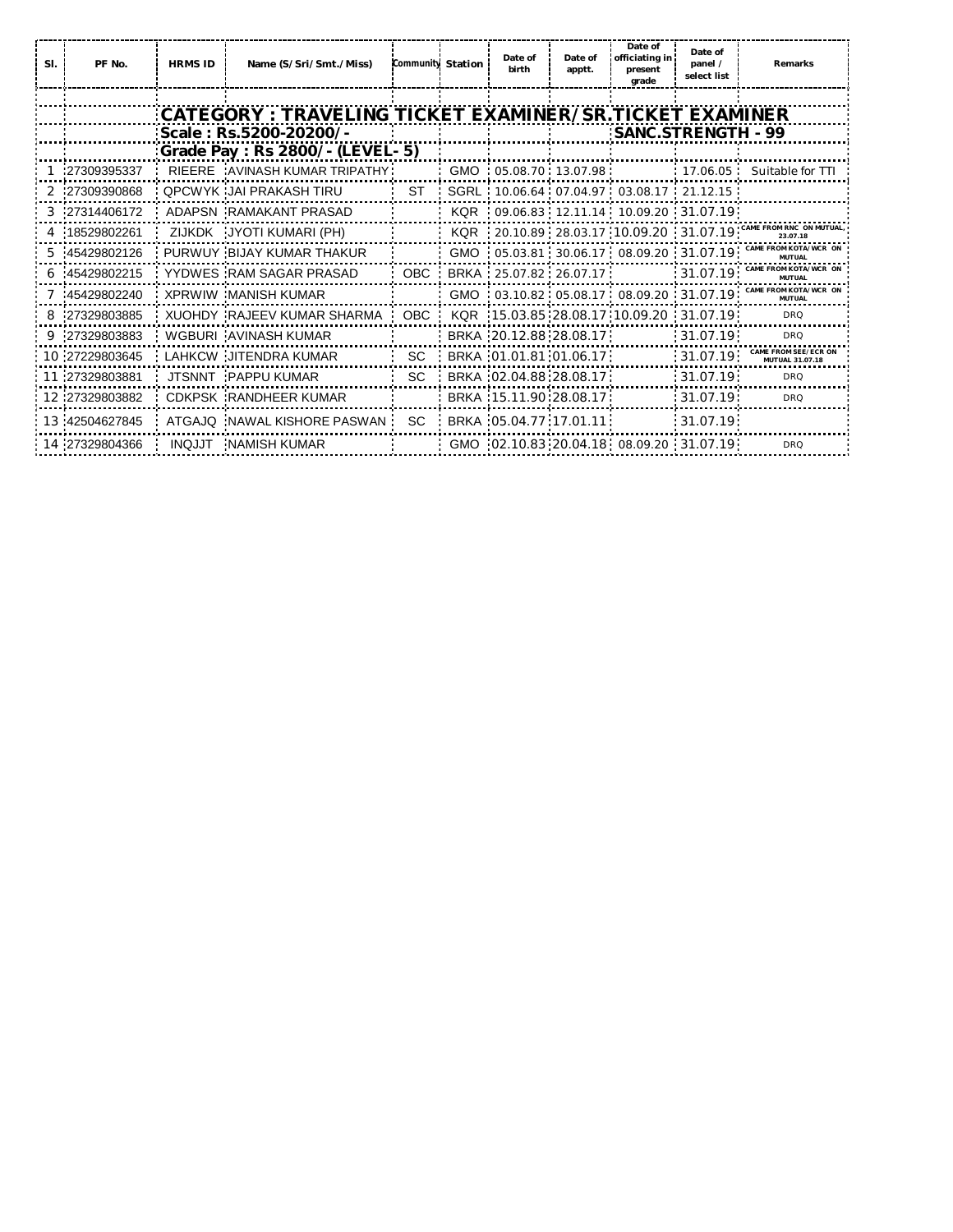| Sl. | PF No. | HRMS ID | Name (S/Sri/Smt./Miss) | Community | Station | Date of birth | Date of apptt. | Date of officiating in present grade | Date of panel / select list | Remarks |
|---|---|---|---|---|---|---|---|---|---|---|
| | | | | | | | | | | |
| | | CATEGORY : TRAVELING TICKET EXAMINER/SR.TICKET EXAMINER | | | | | | | | |
| | | Scale : Rs.5200-20200/- | | | | | | SANC.STRENGTH - 99 | | |
| | | Grade Pay : Rs 2800/- (LEVEL- 5) | | | | | | | | |
| 1 | 27309395337 | RIEERE | AVINASH KUMAR TRIPATHY | | GMO | 05.08.70 | 13.07.98 | | 17.06.05 | Suitable for TTI |
| 2 | 27309390868 | QPCWYK | JAI PRAKASH TIRU | ST | SGRL | 10.06.64 | 07.04.97 | 03.08.17 | 21.12.15 | |
| 3 | 27314406172 | ADAPSN | RAMAKANT PRASAD | | KQR | 09.06.83 | 12.11.14 | 10.09.20 | 31.07.19 | |
| 4 | 18529802261 | ZIJKDK | JYOTI KUMARI (PH) | | KQR | 20.10.89 | 28.03.17 | 10.09.20 | 31.07.19 | CAME FROM RNC ON MUTUAL 23.07.18 |
| 5 | 45429802126 | PURWUY | BIJAY KUMAR THAKUR | | GMO | 05.03.81 | 30.06.17 | 08.09.20 | 31.07.19 | CAME FROM KOTA/WCR ON MUTUAL |
| 6 | 45429802215 | YYDWES | RAM SAGAR PRASAD | OBC | BRKA | 25.07.82 | 26.07.17 | | 31.07.19 | CAME FROM KOTA/WCR ON MUTUAL |
| 7 | 45429802240 | XPRWIW | MANISH KUMAR | | GMO | 03.10.82 | 05.08.17 | 08.09.20 | 31.07.19 | CAME FROM KOTA/WCR ON MUTUAL |
| 8 | 27329803885 | XUOHDY | RAJEEV KUMAR SHARMA | OBC | KQR | 15.03.85 | 28.08.17 | 10.09.20 | 31.07.19 | DRQ |
| 9 | 27329803883 | WGBURI | AVINASH KUMAR | | BRKA | 20.12.88 | 28.08.17 | | 31.07.19 | DRQ |
| 10 | 27229803645 | LAHKCW | JITENDRA KUMAR | SC | BRKA | 01.01.81 | 01.06.17 | | 31.07.19 | CAME FROM SEE/ECR ON MUTUAL 31.07.18 |
| 11 | 27329803881 | JTSNNT | PAPPU KUMAR | SC | BRKA | 02.04.88 | 28.08.17 | | 31.07.19 | DRQ |
| 12 | 27329803882 | CDKPSK | RANDHEER KUMAR | | BRKA | 15.11.90 | 28.08.17 | | 31.07.19 | DRQ |
| 13 | 42504627845 | ATGAJQ | NAWAL KISHORE PASWAN | SC | BRKA | 05.04.77 | 17.01.11 | | 31.07.19 | |
| 14 | 27329804366 | INQJJT | NAMISH KUMAR | | GMO | 02.10.83 | 20.04.18 | 08.09.20 | 31.07.19 | DRQ |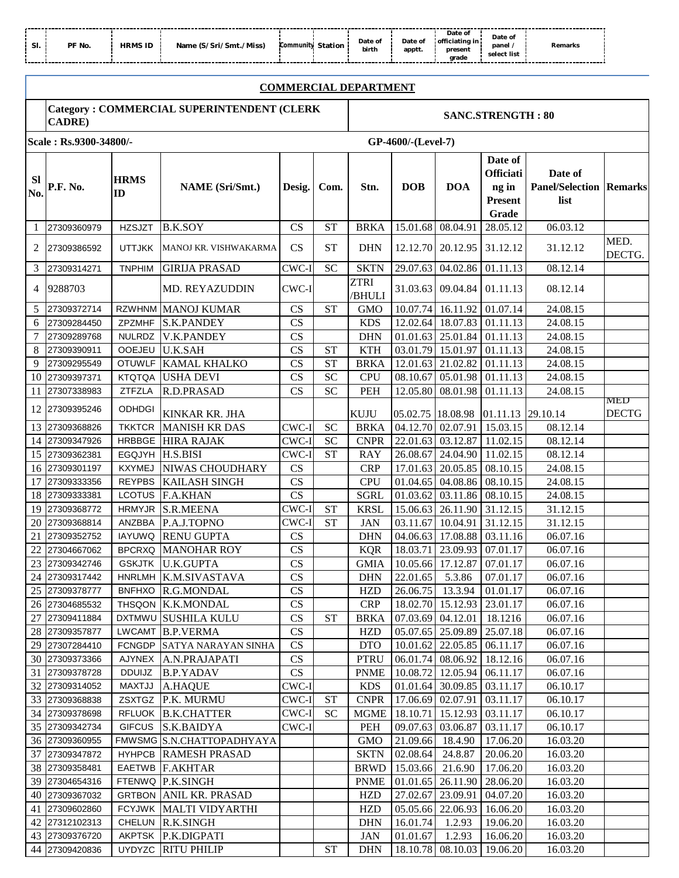| Sl. | PF No. | HRMS ID | Name (S/Sri/Smt./Miss) | Community | Station | Date of birth | Date of apptt. | Date of officiating in present grade | Date of panel / select list | Remarks |
|---|---|---|---|---|---|---|---|---|---|---|

## COMMERCIAL DEPARTMENT

| | Category : COMMERCIAL SUPERINTENDENT (CLERK CADRE) | | | | | SANC.STRENGTH : 80 | | | | | |
|---|---|---|---|---|---|---|---|---|---|---|---|
| Scale : Rs.9300-34800/- | | | | | | GP-4600/-(Level-7) | | | | | |
| Sl No. | P.F. No. | HRMS ID | NAME (Sri/Smt.) | Desig. | Com. | Stn. | DOB | DOA | Date of Officiating in Present Grade | Date of Panel/Selection list | Remarks |
| 1 | 27309360979 | HZSJZT | B.K.SOY | CS | ST | BRKA | 15.01.68 | 08.04.91 | 28.05.12 | 06.03.12 | |
| 2 | 27309386592 | UTTJKK | MANOJ KR. VISHWAKARMA | CS | ST | DHN | 12.12.70 | 20.12.95 | 31.12.12 | 31.12.12 | MED. DECTG. |
| 3 | 27309314271 | TNPHIM | GIRIJA PRASAD | CWC-I | SC | SKTN | 29.07.63 | 04.02.86 | 01.11.13 | 08.12.14 | |
| 4 | 9288703 | | MD. REYAZUDDIN | CWC-I | | ZTRI /BHULI | 31.03.63 | 09.04.84 | 01.11.13 | 08.12.14 | |
| 5 | 27309372714 | RZWHNM | MANOJ KUMAR | CS | ST | GMO | 10.07.74 | 16.11.92 | 01.07.14 | 24.08.15 | |
| 6 | 27309284450 | ZPZMHF | S.K.PANDEY | CS | | KDS | 12.02.64 | 18.07.83 | 01.11.13 | 24.08.15 | |
| 7 | 27309289768 | NULRDZ | V.K.PANDEY | CS | | DHN | 01.01.63 | 25.01.84 | 01.11.13 | 24.08.15 | |
| 8 | 27309390911 | OOEJEU | U.K.SAH | CS | ST | KTH | 03.01.79 | 15.01.97 | 01.11.13 | 24.08.15 | |
| 9 | 27309295549 | OTUWLF | KAMAL KHALKO | CS | ST | BRKA | 12.01.63 | 21.02.82 | 01.11.13 | 24.08.15 | |
| 10 | 27309397371 | KTQTQA | USHA DEVI | CS | SC | CPU | 08.10.67 | 05.01.98 | 01.11.13 | 24.08.15 | |
| 11 | 27307338983 | ZTFZLA | R.D.PRASAD | CS | SC | PEH | 12.05.80 | 08.01.98 | 01.11.13 | 24.08.15 | |
| 12 | 27309395246 | ODHDGI | KINKAR KR. JHA | | | KUJU | 05.02.75 | 18.08.98 | 01.11.13 | 29.10.14 | MED DECTG |
| 13 | 27309368826 | TKKTCR | MANISH KR DAS | CWC-I | SC | BRKA | 04.12.70 | 02.07.91 | 15.03.15 | 08.12.14 | |
| 14 | 27309347926 | HRBBGE | HIRA RAJAK | CWC-I | SC | CNPR | 22.01.63 | 03.12.87 | 11.02.15 | 08.12.14 | |
| 15 | 27309362381 | EGQJYH | H.S.BISI | CWC-I | ST | RAY | 26.08.67 | 24.04.90 | 11.02.15 | 08.12.14 | |
| 16 | 27309301197 | KXYMEJ | NIWAS CHOUDHARY | CS | | CRP | 17.01.63 | 20.05.85 | 08.10.15 | 24.08.15 | |
| 17 | 27309333356 | REYPBS | KAILASH SINGH | CS | | CPU | 01.04.65 | 04.08.86 | 08.10.15 | 24.08.15 | |
| 18 | 27309333381 | LCOTUS | F.A.KHAN | CS | | SGRL | 01.03.62 | 03.11.86 | 08.10.15 | 24.08.15 | |
| 19 | 27309368772 | HRMYJR | S.R.MEENA | CWC-I | ST | KRSL | 15.06.63 | 26.11.90 | 31.12.15 | 31.12.15 | |
| 20 | 27309368814 | ANZBBA | P.A.J.TOPNO | CWC-I | ST | JAN | 03.11.67 | 10.04.91 | 31.12.15 | 31.12.15 | |
| 21 | 27309352752 | IAYUWQ | RENU GUPTA | CS | | DHN | 04.06.63 | 17.08.88 | 03.11.16 | 06.07.16 | |
| 22 | 27304667062 | BPCRXQ | MANOHAR ROY | CS | | KQR | 18.03.71 | 23.09.93 | 07.01.17 | 06.07.16 | |
| 23 | 27309342746 | GSKJTK | U.K.GUPTA | CS | | GMIA | 10.05.66 | 17.12.87 | 07.01.17 | 06.07.16 | |
| 24 | 27309317442 | HNRLMH | K.M.SIVASTAVA | CS | | DHN | 22.01.65 | 5.3.86 | 07.01.17 | 06.07.16 | |
| 25 | 27309378777 | BNFHXO | R.G.MONDAL | CS | | HZD | 26.06.75 | 13.3.94 | 01.01.17 | 06.07.16 | |
| 26 | 27304685532 | THSQON | K.K.MONDAL | CS | | CRP | 18.02.70 | 15.12.93 | 23.01.17 | 06.07.16 | |
| 27 | 27309411884 | DXTMWU | SUSHILA KULU | CS | ST | BRKA | 07.03.69 | 04.12.01 | 18.1216 | 06.07.16 | |
| 28 | 27309357877 | LWCAMT | B.P.VERMA | CS | | HZD | 05.07.65 | 25.09.89 | 25.07.18 | 06.07.16 | |
| 29 | 27307284410 | FCNGDP | SATYA NARAYAN SINHA | CS | | DTO | 10.01.62 | 22.05.85 | 06.11.17 | 06.07.16 | |
| 30 | 27309373366 | AJYNEX | A.N.PRAJAPATI | CS | | PTRU | 06.01.74 | 08.06.92 | 18.12.16 | 06.07.16 | |
| 31 | 27309378728 | DDUIJZ | B.P.YADAV | CS | | PNME | 10.08.72 | 12.05.94 | 06.11.17 | 06.07.16 | |
| 32 | 27309314052 | MAXTJJ | A.HAQUE | CWC-I | | KDS | 01.01.64 | 30.09.85 | 03.11.17 | 06.10.17 | |
| 33 | 27309368838 | ZSXTGZ | P.K. MURMU | CWC-I | ST | CNPR | 17.06.69 | 02.07.91 | 03.11.17 | 06.10.17 | |
| 34 | 27309378698 | RFLUOK | B.K.CHATTER | CWC-I | SC | MGME | 18.10.71 | 15.12.93 | 03.11.17 | 06.10.17 | |
| 35 | 27309342734 | GIFCUS | S.K.BAIDYA | CWC-I | | PEH | 09.07.63 | 03.06.87 | 03.11.17 | 06.10.17 | |
| 36 | 27309360955 | FMWSMG | S.N.CHATTOPADHYAYA | | | GMO | 21.09.66 | 18.4.90 | 17.06.20 | 16.03.20 | |
| 37 | 27309347872 | HYHPCB | RAMESH PRASAD | | | SKTN | 02.08.64 | 24.8.87 | 20.06.20 | 16.03.20 | |
| 38 | 27309358481 | EAETWB | F.AKHTAR | | | BRWD | 15.03.66 | 21.6.90 | 17.06.20 | 16.03.20 | |
| 39 | 27304654316 | FTENWQ | P.K.SINGH | | | PNME | 01.01.65 | 26.11.90 | 28.06.20 | 16.03.20 | |
| 40 | 27309367032 | GRTBON | ANIL KR. PRASAD | | | HZD | 27.02.67 | 23.09.91 | 04.07.20 | 16.03.20 | |
| 41 | 27309602860 | FCYJWK | MALTI VIDYARTHI | | | HZD | 05.05.66 | 22.06.93 | 16.06.20 | 16.03.20 | |
| 42 | 27312102313 | CHELUN | R.K.SINGH | | | DHN | 16.01.74 | 1.2.93 | 19.06.20 | 16.03.20 | |
| 43 | 27309376720 | AKPTSK | P.K.DIGPATI | | | JAN | 01.01.67 | 1.2.93 | 16.06.20 | 16.03.20 | |
| 44 | 27309420836 | UYDYZC | RITU PHILIP | | ST | DHN | 18.10.78 | 08.10.03 | 19.06.20 | 16.03.20 | |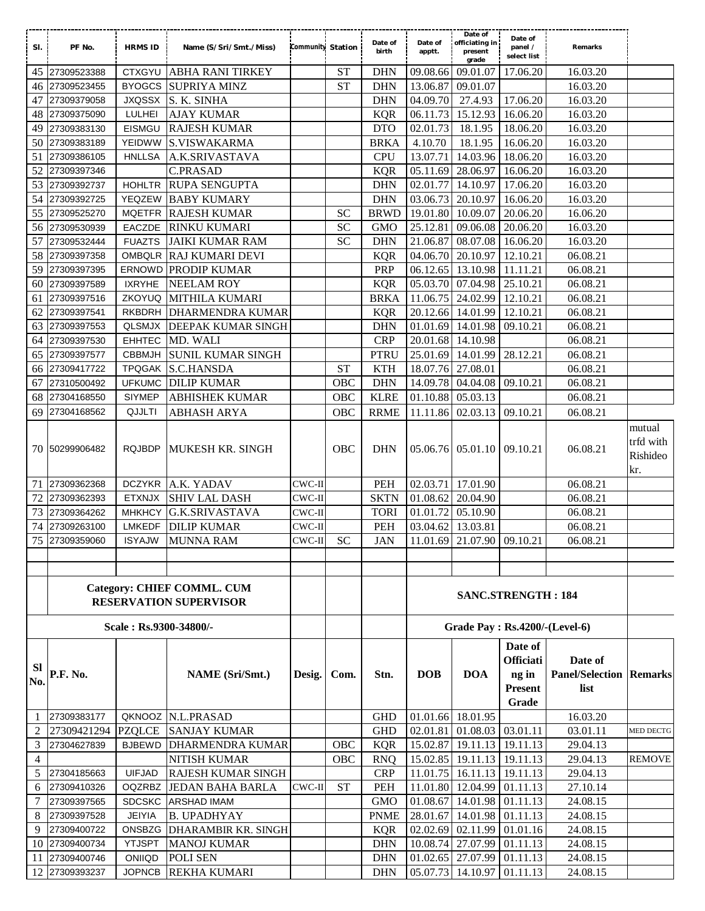| Sl. | PF No. | HRMS ID | Name (S/Sri/Smt./Miss) | Community | Station | Date of birth | Date of apptt. | Date of officiating in present grade | Date of panel / select list | Remarks | |
|---|---|---|---|---|---|---|---|---|---|---|---|
| 45 | 27309523388 | CTXGYU | ABHA RANI TIRKEY | | ST | DHN | 09.08.66 | 09.01.07 | 17.06.20 | 16.03.20 | |
| 46 | 27309523455 | BYOGCS | SUPRIYA MINZ | | ST | DHN | 13.06.87 | 09.01.07 | | 16.03.20 | |
| 47 | 27309379058 | JXQSSX | S. K. SINHA | | | DHN | 04.09.70 | 27.4.93 | 17.06.20 | 16.03.20 | |
| 48 | 27309375090 | LULHEI | AJAY KUMAR | | | KQR | 06.11.73 | 15.12.93 | 16.06.20 | 16.03.20 | |
| 49 | 27309383130 | EISMGU | RAJESH KUMAR | | | DTO | 02.01.73 | 18.1.95 | 18.06.20 | 16.03.20 | |
| 50 | 27309383189 | YEIDWW | S.VISWAKARMA | | | BRKA | 4.10.70 | 18.1.95 | 16.06.20 | 16.03.20 | |
| 51 | 27309386105 | HNLLSA | A.K.SRIVASTAVA | | | CPU | 13.07.71 | 14.03.96 | 18.06.20 | 16.03.20 | |
| 52 | 27309397346 | | C.PRASAD | | | KQR | 05.11.69 | 28.06.97 | 16.06.20 | 16.03.20 | |
| 53 | 27309392737 | HOHLTR | RUPA SENGUPTA | | | DHN | 02.01.77 | 14.10.97 | 17.06.20 | 16.03.20 | |
| 54 | 27309392725 | YEQZEW | BABY KUMARY | | | DHN | 03.06.73 | 20.10.97 | 16.06.20 | 16.03.20 | |
| 55 | 27309525270 | MQETFR | RAJESH KUMAR | | SC | BRWD | 19.01.80 | 10.09.07 | 20.06.20 | 16.06.20 | |
| 56 | 27309530939 | EACZDE | RINKU KUMARI | | SC | GMO | 25.12.81 | 09.06.08 | 20.06.20 | 16.03.20 | |
| 57 | 27309532444 | FUAZTS | JAIKI KUMAR RAM | | SC | DHN | 21.06.87 | 08.07.08 | 16.06.20 | 16.03.20 | |
| 58 | 27309397358 | OMBQLR | RAJ KUMARI DEVI | | | KQR | 04.06.70 | 20.10.97 | 12.10.21 | 06.08.21 | |
| 59 | 27309397395 | ERNOWD | PRODIP KUMAR | | | PRP | 06.12.65 | 13.10.98 | 11.11.21 | 06.08.21 | |
| 60 | 27309397589 | IXRYHE | NEELAM ROY | | | KQR | 05.03.70 | 07.04.98 | 25.10.21 | 06.08.21 | |
| 61 | 27309397516 | ZKOYUQ | MITHILA KUMARI | | | BRKA | 11.06.75 | 24.02.99 | 12.10.21 | 06.08.21 | |
| 62 | 27309397541 | RKBDRH | DHARMENDRA KUMAR | | | KQR | 20.12.66 | 14.01.99 | 12.10.21 | 06.08.21 | |
| 63 | 27309397553 | QLSMJX | DEEPAK KUMAR SINGH | | | DHN | 01.01.69 | 14.01.98 | 09.10.21 | 06.08.21 | |
| 64 | 27309397530 | EHHTEC | MD. WALI | | | CRP | 20.01.68 | 14.10.98 | | 06.08.21 | |
| 65 | 27309397577 | CBBMJH | SUNIL KUMAR SINGH | | | PTRU | 25.01.69 | 14.01.99 | 28.12.21 | 06.08.21 | |
| 66 | 27309417722 | TPQGAK | S.C.HANSDA | | ST | KTH | 18.07.76 | 27.08.01 | | 06.08.21 | |
| 67 | 27310500492 | UFKUMC | DILIP KUMAR | | OBC | DHN | 14.09.78 | 04.04.08 | 09.10.21 | 06.08.21 | |
| 68 | 27304168550 | SIYMEP | ABHISHEK KUMAR | | OBC | KLRE | 01.10.88 | 05.03.13 | | 06.08.21 | |
| 69 | 27304168562 | QJJLTI | ABHASH ARYA | | OBC | RRME | 11.11.86 | 02.03.13 | 09.10.21 | 06.08.21 | |
| 70 | 50299906482 | RQJBDP | MUKESH KR. SINGH | | OBC | DHN | 05.06.76 | 05.01.10 | 09.10.21 | 06.08.21 | mutual trfd with Rishideo kr. |
| 71 | 27309362368 | DCZYKR | A.K. YADAV | CWC-II | | PEH | 02.03.71 | 17.01.90 | | 06.08.21 | |
| 72 | 27309362393 | ETXNJX | SHIV LAL DASH | CWC-II | | SKTN | 01.08.62 | 20.04.90 | | 06.08.21 | |
| 73 | 27309364262 | MHKHCY | G.K.SRIVASTAVA | CWC-II | | TORI | 01.01.72 | 05.10.90 | | 06.08.21 | |
| 74 | 27309263100 | LMKEDF | DILIP KUMAR | CWC-II | | PEH | 03.04.62 | 13.03.81 | | 06.08.21 | |
| 75 | 27309359060 | ISYAJW | MUNNA RAM | CWC-II | SC | JAN | 11.01.69 | 21.07.90 | 09.10.21 | 06.08.21 | |

**Category: CHIEF COMML. CUM RESERVATION SUPERVISOR** — **SANC.STRENGTH : 184**

**Scale : Rs.9300-34800/-** — **Grade Pay : Rs.4200/-(Level-6)**

| Sl No. | P.F. No. | | NAME (Sri/Smt.) | Desig. | Com. | Stn. | DOB | DOA | Date of Officiating in Present Grade | Date of Panel/Selection list | Remarks |
|---|---|---|---|---|---|---|---|---|---|---|---|
| 1 | 27309383177 | QKNOOZ | N.L.PRASAD | | | GHD | 01.01.66 | 18.01.95 | | 16.03.20 | |
| 2 | 27309421294 | PZQLCE | SANJAY KUMAR | | | GHD | 02.01.81 | 01.08.03 | 03.01.11 | 03.01.11 | MED DECTG |
| 3 | 27304627839 | BJBEWD | DHARMENDRA KUMAR | | OBC | KQR | 15.02.87 | 19.11.13 | 19.11.13 | 29.04.13 | |
| 4 | | | NITISH KUMAR | | OBC | RNQ | 15.02.85 | 19.11.13 | 19.11.13 | 29.04.13 | REMOVE |
| 5 | 27304185663 | UIFJAD | RAJESH KUMAR SINGH | | | CRP | 11.01.75 | 16.11.13 | 19.11.13 | 29.04.13 | |
| 6 | 27309410326 | OQZRBZ | JEDAN BAHA BARLA | CWC-II | ST | PEH | 11.01.80 | 12.04.99 | 01.11.13 | 27.10.14 | |
| 7 | 27309397565 | SDCSKC | ARSHAD IMAM | | | GMO | 01.08.67 | 14.01.98 | 01.11.13 | 24.08.15 | |
| 8 | 27309397528 | JEIYIA | B. UPADHYAY | | | PNME | 28.01.67 | 14.01.98 | 01.11.13 | 24.08.15 | |
| 9 | 27309400722 | ONSBZG | DHARAMBIR KR. SINGH | | | KQR | 02.02.69 | 02.11.99 | 01.01.16 | 24.08.15 | |
| 10 | 27309400734 | YTJSPT | MANOJ KUMAR | | | DHN | 10.08.74 | 27.07.99 | 01.11.13 | 24.08.15 | |
| 11 | 27309400746 | ONIIQD | POLI SEN | | | DHN | 01.02.65 | 27.07.99 | 01.11.13 | 24.08.15 | |
| 12 | 27309393237 | JOPNCB | REKHA KUMARI | | | DHN | 05.07.73 | 14.10.97 | 01.11.13 | 24.08.15 | |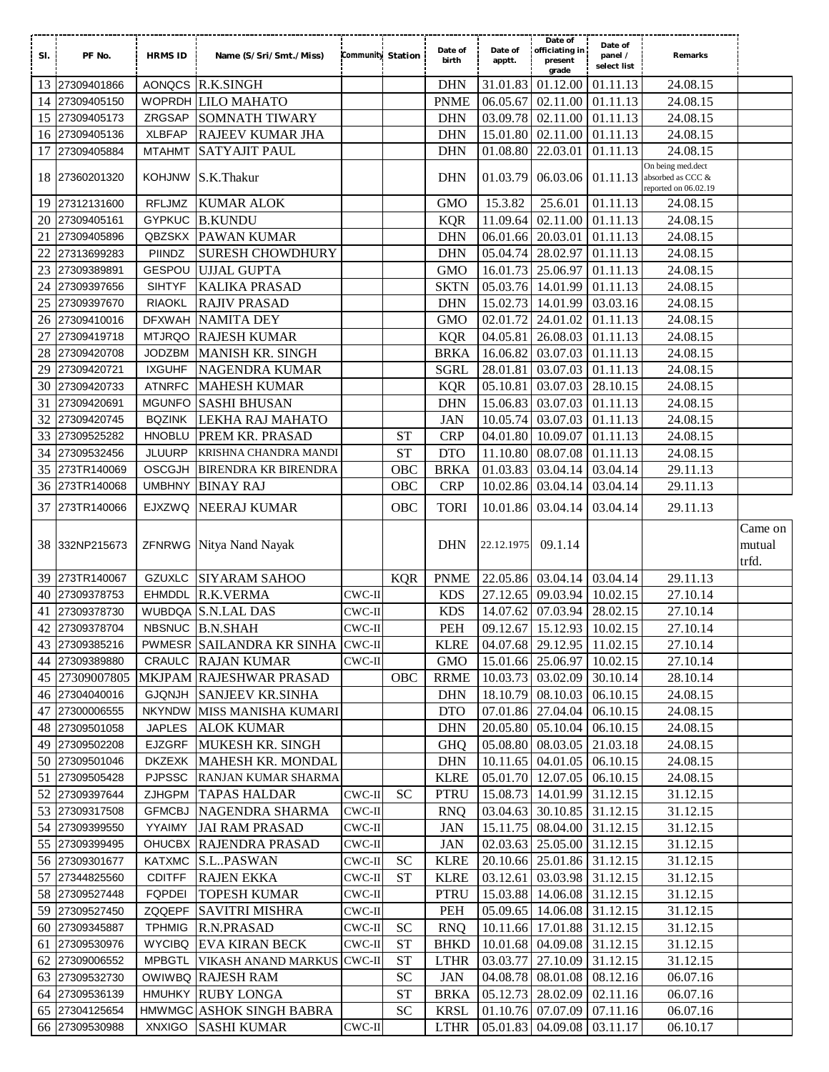| Sl. | PF No. | HRMS ID | Name (S/Sri/Smt./Miss) | Community | Station | Date of birth | Date of apptt. | Date of officiating in present grade | Date of panel / select list | Remarks | |
|---|---|---|---|---|---|---|---|---|---|---|---|
| 13 | 27309401866 | AONQCS | R.K.SINGH | | | DHN | 31.01.83 | 01.12.00 | 01.11.13 | 24.08.15 | |
| 14 | 27309405150 | WOPRDH | LILO MAHATO | | | PNME | 06.05.67 | 02.11.00 | 01.11.13 | 24.08.15 | |
| 15 | 27309405173 | ZRGSAP | SOMNATH TIWARY | | | DHN | 03.09.78 | 02.11.00 | 01.11.13 | 24.08.15 | |
| 16 | 27309405136 | XLBFAP | RAJEEV KUMAR JHA | | | DHN | 15.01.80 | 02.11.00 | 01.11.13 | 24.08.15 | |
| 17 | 27309405884 | MTAHMT | SATYAJIT PAUL | | | DHN | 01.08.80 | 22.03.01 | 01.11.13 | 24.08.15 | |
| 18 | 27360201320 | KOHJNW | S.K.Thakur | | | DHN | 01.03.79 | 06.03.06 | 01.11.13 | On being med.dect absorbed as CCC & reported on 06.02.19 | |
| 19 | 27312131600 | RFLJMZ | KUMAR ALOK | | | GMO | 15.3.82 | 25.6.01 | 01.11.13 | 24.08.15 | |
| 20 | 27309405161 | GYPKUC | B.KUNDU | | | KQR | 11.09.64 | 02.11.00 | 01.11.13 | 24.08.15 | |
| 21 | 27309405896 | QBZSKX | PAWAN KUMAR | | | DHN | 06.01.66 | 20.03.01 | 01.11.13 | 24.08.15 | |
| 22 | 27313699283 | PIINDZ | SURESH CHOWDHURY | | | DHN | 05.04.74 | 28.02.97 | 01.11.13 | 24.08.15 | |
| 23 | 27309389891 | GESPOU | UJJAL GUPTA | | | GMO | 16.01.73 | 25.06.97 | 01.11.13 | 24.08.15 | |
| 24 | 27309397656 | SIHTYF | KALIKA PRASAD | | | SKTN | 05.03.76 | 14.01.99 | 01.11.13 | 24.08.15 | |
| 25 | 27309397670 | RIAOKL | RAJIV PRASAD | | | DHN | 15.02.73 | 14.01.99 | 03.03.16 | 24.08.15 | |
| 26 | 27309410016 | DFXWAH | NAMITA DEY | | | GMO | 02.01.72 | 24.01.02 | 01.11.13 | 24.08.15 | |
| 27 | 27309419718 | MTJRQO | RAJESH KUMAR | | | KQR | 04.05.81 | 26.08.03 | 01.11.13 | 24.08.15 | |
| 28 | 27309420708 | JODZBM | MANISH KR. SINGH | | | BRKA | 16.06.82 | 03.07.03 | 01.11.13 | 24.08.15 | |
| 29 | 27309420721 | IXGUHF | NAGENDRA KUMAR | | | SGRL | 28.01.81 | 03.07.03 | 01.11.13 | 24.08.15 | |
| 30 | 27309420733 | ATNRFC | MAHESH KUMAR | | | KQR | 05.10.81 | 03.07.03 | 28.10.15 | 24.08.15 | |
| 31 | 27309420691 | MGUNFO | SASHI BHUSAN | | | DHN | 15.06.83 | 03.07.03 | 01.11.13 | 24.08.15 | |
| 32 | 27309420745 | BQZINK | LEKHA RAJ MAHATO | | | JAN | 10.05.74 | 03.07.03 | 01.11.13 | 24.08.15 | |
| 33 | 27309525282 | HNOBLU | PREM KR. PRASAD | | ST | CRP | 04.01.80 | 10.09.07 | 01.11.13 | 24.08.15 | |
| 34 | 27309532456 | JLUURP | KRISHNA CHANDRA MANDI | | ST | DTO | 11.10.80 | 08.07.08 | 01.11.13 | 24.08.15 | |
| 35 | 273TR140069 | OSCGJH | BIRENDRA KR BIRENDRA | | OBC | BRKA | 01.03.83 | 03.04.14 | 03.04.14 | 29.11.13 | |
| 36 | 273TR140068 | UMBHNY | BINAY RAJ | | OBC | CRP | 10.02.86 | 03.04.14 | 03.04.14 | 29.11.13 | |
| 37 | 273TR140066 | EJXZWQ | NEERAJ KUMAR | | OBC | TORI | 10.01.86 | 03.04.14 | 03.04.14 | 29.11.13 | |
| 38 | 332NP215673 | ZFNRWG | Nitya Nand Nayak | | | DHN | 22.12.1975 | 09.1.14 | | | Came on mutual trfd. |
| 39 | 273TR140067 | GZUXLC | SIYARAM SAHOO | | KQR | PNME | 22.05.86 | 03.04.14 | 03.04.14 | 29.11.13 | |
| 40 | 27309378753 | EHMDDL | R.K.VERMA | CWC-II | | KDS | 27.12.65 | 09.03.94 | 10.02.15 | 27.10.14 | |
| 41 | 27309378730 | WUBDQA | S.N.LAL DAS | CWC-II | | KDS | 14.07.62 | 07.03.94 | 28.02.15 | 27.10.14 | |
| 42 | 27309378704 | NBSNUC | B.N.SHAH | CWC-II | | PEH | 09.12.67 | 15.12.93 | 10.02.15 | 27.10.14 | |
| 43 | 27309385216 | PWMESR | SAILANDRA KR SINHA | CWC-II | | KLRE | 04.07.68 | 29.12.95 | 11.02.15 | 27.10.14 | |
| 44 | 27309389880 | CRAULC | RAJAN KUMAR | CWC-II | | GMO | 15.01.66 | 25.06.97 | 10.02.15 | 27.10.14 | |
| 45 | 27309007805 | MKJPAM | RAJESHWAR PRASAD | | OBC | RRME | 10.03.73 | 03.02.09 | 30.10.14 | 28.10.14 | |
| 46 | 27304040016 | GJQNJH | SANJEEV KR.SINHA | | | DHN | 18.10.79 | 08.10.03 | 06.10.15 | 24.08.15 | |
| 47 | 27300006555 | NKYNDW | MISS MANISHA KUMARI | | | DTO | 07.01.86 | 27.04.04 | 06.10.15 | 24.08.15 | |
| 48 | 27309501058 | JAPLES | ALOK KUMAR | | | DHN | 20.05.80 | 05.10.04 | 06.10.15 | 24.08.15 | |
| 49 | 27309502208 | EJZGRF | MUKESH KR. SINGH | | | GHQ | 05.08.80 | 08.03.05 | 21.03.18 | 24.08.15 | |
| 50 | 27309501046 | DKZEXK | MAHESH KR. MONDAL | | | DHN | 10.11.65 | 04.01.05 | 06.10.15 | 24.08.15 | |
| 51 | 27309505428 | PJPSSC | RANJAN KUMAR SHARMA | | | KLRE | 05.01.70 | 12.07.05 | 06.10.15 | 24.08.15 | |
| 52 | 27309397644 | ZJHGPM | TAPAS HALDAR | CWC-II | SC | PTRU | 15.08.73 | 14.01.99 | 31.12.15 | 31.12.15 | |
| 53 | 27309317508 | GFMCBJ | NAGENDRA SHARMA | CWC-II | | RNQ | 03.04.63 | 30.10.85 | 31.12.15 | 31.12.15 | |
| 54 | 27309399550 | YYAIMY | JAI RAM PRASAD | CWC-II | | JAN | 15.11.75 | 08.04.00 | 31.12.15 | 31.12.15 | |
| 55 | 27309399495 | OHUCBX | RAJENDRA PRASAD | CWC-II | | JAN | 02.03.63 | 25.05.00 | 31.12.15 | 31.12.15 | |
| 56 | 27309301677 | KATXMC | S.L..PASWAN | CWC-II | SC | KLRE | 20.10.66 | 25.01.86 | 31.12.15 | 31.12.15 | |
| 57 | 27344825560 | CDITFF | RAJEN EKKA | CWC-II | ST | KLRE | 03.12.61 | 03.03.98 | 31.12.15 | 31.12.15 | |
| 58 | 27309527448 | FQPDEI | TOPESH KUMAR | CWC-II | | PTRU | 15.03.88 | 14.06.08 | 31.12.15 | 31.12.15 | |
| 59 | 27309527450 | ZQQEPF | SAVITRI MISHRA | CWC-II | | PEH | 05.09.65 | 14.06.08 | 31.12.15 | 31.12.15 | |
| 60 | 27309345887 | TPHMIG | R.N.PRASAD | CWC-II | SC | RNQ | 10.11.66 | 17.01.88 | 31.12.15 | 31.12.15 | |
| 61 | 27309530976 | WYCIBQ | EVA KIRAN BECK | CWC-II | ST | BHKD | 10.01.68 | 04.09.08 | 31.12.15 | 31.12.15 | |
| 62 | 27309006552 | MPBGTL | VIKASH ANAND MARKUS | CWC-II | ST | LTHR | 03.03.77 | 27.10.09 | 31.12.15 | 31.12.15 | |
| 63 | 27309532730 | OWIWBQ | RAJESH RAM | | SC | JAN | 04.08.78 | 08.01.08 | 08.12.16 | 06.07.16 | |
| 64 | 27309536139 | HMUHKY | RUBY LONGA | | ST | BRKA | 05.12.73 | 28.02.09 | 02.11.16 | 06.07.16 | |
| 65 | 27304125654 | HMWMGC | ASHOK SINGH BABRA | | SC | KRSL | 01.10.76 | 07.07.09 | 07.11.16 | 06.07.16 | |
| 66 | 27309530988 | XNXIGO | SASHI KUMAR | CWC-II | | LTHR | 05.01.83 | 04.09.08 | 03.11.17 | 06.10.17 | |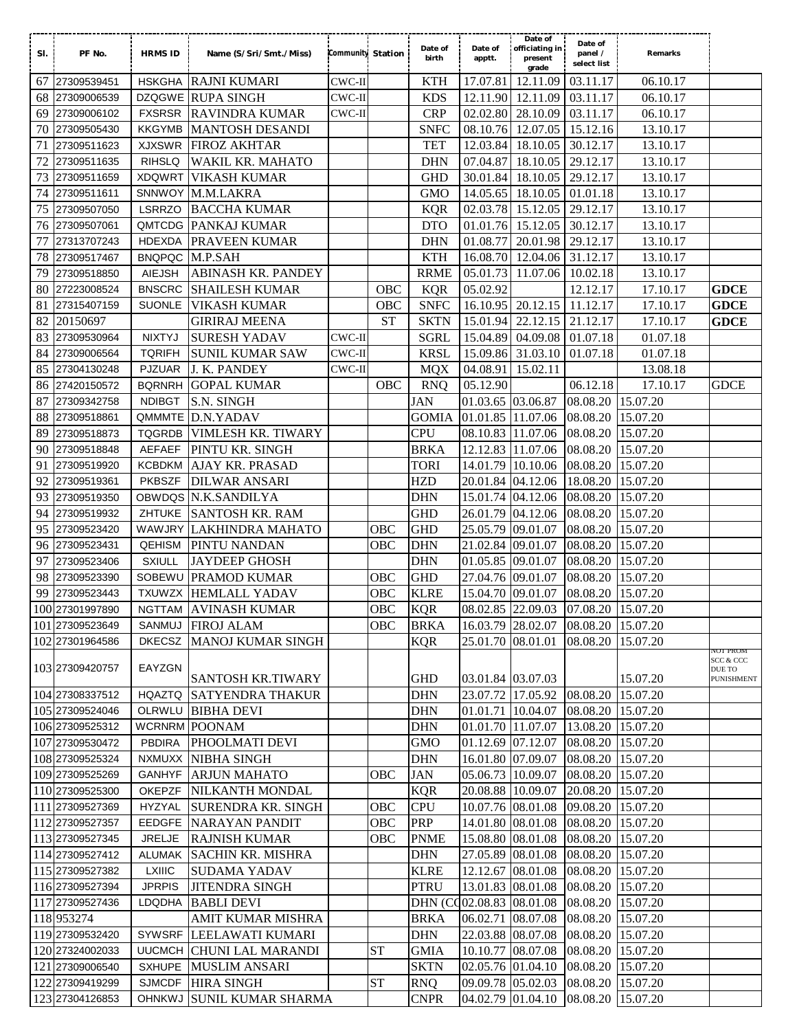| Sl. | PF No. | HRMS ID | Name (S/Sri/Smt./Miss) | Community | | Station | Date of birth | Date of apptt. | Date of officiating in present grade | Date of panel / select list | Remarks |
|---|---|---|---|---|---|---|---|---|---|---|---|
| 67 | 27309539451 | HSKGHA | RAJNI KUMARI | CWC-II | | KTH | 17.07.81 | 12.11.09 | 03.11.17 | 06.10.17 | |
| 68 | 27309006539 | DZQGWE | RUPA SINGH | CWC-II | | KDS | 12.11.90 | 12.11.09 | 03.11.17 | 06.10.17 | |
| 69 | 27309006102 | FXSRSR | RAVINDRA KUMAR | CWC-II | | CRP | 02.02.80 | 28.10.09 | 03.11.17 | 06.10.17 | |
| 70 | 27309505430 | KKGYMB | MANTOSH DESANDI | | | SNFC | 08.10.76 | 12.07.05 | 15.12.16 | 13.10.17 | |
| 71 | 27309511623 | XJXSWR | FIROZ AKHTAR | | | TET | 12.03.84 | 18.10.05 | 30.12.17 | 13.10.17 | |
| 72 | 27309511635 | RIHSLQ | WAKIL KR. MAHATO | | | DHN | 07.04.87 | 18.10.05 | 29.12.17 | 13.10.17 | |
| 73 | 27309511659 | XDQWRT | VIKASH KUMAR | | | GHD | 30.01.84 | 18.10.05 | 29.12.17 | 13.10.17 | |
| 74 | 27309511611 | SNNWOY | M.M.LAKRA | | | GMO | 14.05.65 | 18.10.05 | 01.01.18 | 13.10.17 | |
| 75 | 27309507050 | LSRRZO | BACCHA KUMAR | | | KQR | 02.03.78 | 15.12.05 | 29.12.17 | 13.10.17 | |
| 76 | 27309507061 | QMTCDG | PANKAJ KUMAR | | | DTO | 01.01.76 | 15.12.05 | 30.12.17 | 13.10.17 | |
| 77 | 27313707243 | HDEXDA | PRAVEEN KUMAR | | | DHN | 01.08.77 | 20.01.98 | 29.12.17 | 13.10.17 | |
| 78 | 27309517467 | BNQPQC | M.P.SAH | | | KTH | 16.08.70 | 12.04.06 | 31.12.17 | 13.10.17 | |
| 79 | 27309518850 | AIEJSH | ABINASH KR. PANDEY | | | RRME | 05.01.73 | 11.07.06 | 10.02.18 | 13.10.17 | |
| 80 | 27223008524 | BNSCRC | SHAILESH KUMAR | | OBC | KQR | 05.02.92 | | 12.12.17 | 17.10.17 | **GDCE** |
| 81 | 27315407159 | SUONLE | VIKASH KUMAR | | OBC | SNFC | 16.10.95 | 20.12.15 | 11.12.17 | 17.10.17 | **GDCE** |
| 82 | 20150697 | | GIRIRAJ MEENA | | ST | SKTN | 15.01.94 | 22.12.15 | 21.12.17 | 17.10.17 | **GDCE** |
| 83 | 27309530964 | NIXTYJ | SURESH YADAV | CWC-II | | SGRL | 15.04.89 | 04.09.08 | 01.07.18 | 01.07.18 | |
| 84 | 27309006564 | TQRIFH | SUNIL KUMAR SAW | CWC-II | | KRSL | 15.09.86 | 31.03.10 | 01.07.18 | 01.07.18 | |
| 85 | 27304130248 | PJZUAR | J. K. PANDEY | CWC-II | | MQX | 04.08.91 | 15.02.11 | | 13.08.18 | |
| 86 | 27420150572 | BQRNRH | GOPAL KUMAR | | OBC | RNQ | 05.12.90 | | 06.12.18 | 17.10.17 | GDCE |
| 87 | 27309342758 | NDIBGT | S.N. SINGH | | | JAN | 01.03.65 | 03.06.87 | 08.08.20 | 15.07.20 | |
| 88 | 27309518861 | QMMMTE | D.N.YADAV | | | GOMIA | 01.01.85 | 11.07.06 | 08.08.20 | 15.07.20 | |
| 89 | 27309518873 | TQGRDB | VIMLESH KR. TIWARY | | | CPU | 08.10.83 | 11.07.06 | 08.08.20 | 15.07.20 | |
| 90 | 27309518848 | AEFAEF | PINTU KR. SINGH | | | BRKA | 12.12.83 | 11.07.06 | 08.08.20 | 15.07.20 | |
| 91 | 27309519920 | KCBDKM | AJAY KR. PRASAD | | | TORI | 14.01.79 | 10.10.06 | 08.08.20 | 15.07.20 | |
| 92 | 27309519361 | PKBSZF | DILWAR ANSARI | | | HZD | 20.01.84 | 04.12.06 | 18.08.20 | 15.07.20 | |
| 93 | 27309519350 | OBWDQS | N.K.SANDILYA | | | DHN | 15.01.74 | 04.12.06 | 08.08.20 | 15.07.20 | |
| 94 | 27309519932 | ZHTUKE | SANTOSH KR. RAM | | | GHD | 26.01.79 | 04.12.06 | 08.08.20 | 15.07.20 | |
| 95 | 27309523420 | WAWJRY | LAKHINDRA MAHATO | | OBC | GHD | 25.05.79 | 09.01.07 | 08.08.20 | 15.07.20 | |
| 96 | 27309523431 | QEHISM | PINTU NANDAN | | OBC | DHN | 21.02.84 | 09.01.07 | 08.08.20 | 15.07.20 | |
| 97 | 27309523406 | SXIULL | JAYDEEP GHOSH | | | DHN | 01.05.85 | 09.01.07 | 08.08.20 | 15.07.20 | |
| 98 | 27309523390 | SOBEWU | PRAMOD KUMAR | | OBC | GHD | 27.04.76 | 09.01.07 | 08.08.20 | 15.07.20 | |
| 99 | 27309523443 | TXUWZX | HEMLALL YADAV | | OBC | KLRE | 15.04.70 | 09.01.07 | 08.08.20 | 15.07.20 | |
| 100 | 27301997890 | NGTTAM | AVINASH KUMAR | | OBC | KQR | 08.02.85 | 22.09.03 | 07.08.20 | 15.07.20 | |
| 101 | 27309523649 | SANMUJ | FIROJ ALAM | | OBC | BRKA | 16.03.79 | 28.02.07 | 08.08.20 | 15.07.20 | |
| 102 | 27301964586 | DKECSZ | MANOJ KUMAR SINGH | | | KQR | 25.01.70 | 08.01.01 | 08.08.20 | 15.07.20 | |
| 103 | 27309420757 | EAYZGN | SANTOSH KR.TIWARY | | | GHD | 03.01.84 | 03.07.03 | | 15.07.20 | NOT PROM SCC & CCC DUE TO PUNISHMENT |
| 104 | 27308337512 | HQAZTQ | SATYENDRA THAKUR | | | DHN | 23.07.72 | 17.05.92 | 08.08.20 | 15.07.20 | |
| 105 | 27309524046 | OLRWLU | BIBHA DEVI | | | DHN | 01.01.71 | 10.04.07 | 08.08.20 | 15.07.20 | |
| 106 | 27309525312 | WCRNRM | POONAM | | | DHN | 01.01.70 | 11.07.07 | 13.08.20 | 15.07.20 | |
| 107 | 27309530472 | PBDIRA | PHOOLMATI DEVI | | | GMO | 01.12.69 | 07.12.07 | 08.08.20 | 15.07.20 | |
| 108 | 27309525324 | NXMUXX | NIBHA SINGH | | | DHN | 16.01.80 | 07.09.07 | 08.08.20 | 15.07.20 | |
| 109 | 27309525269 | GANHYF | ARJUN MAHATO | | OBC | JAN | 05.06.73 | 10.09.07 | 08.08.20 | 15.07.20 | |
| 110 | 27309525300 | OKEPZF | NILKANTH MONDAL | | | KQR | 20.08.88 | 10.09.07 | 20.08.20 | 15.07.20 | |
| 111 | 27309527369 | HYZYAL | SURENDRA KR. SINGH | | OBC | CPU | 10.07.76 | 08.01.08 | 09.08.20 | 15.07.20 | |
| 112 | 27309527357 | EEDGFE | NARAYAN PANDIT | | OBC | PRP | 14.01.80 | 08.01.08 | 08.08.20 | 15.07.20 | |
| 113 | 27309527345 | JRELJE | RAJNISH KUMAR | | OBC | PNME | 15.08.80 | 08.01.08 | 08.08.20 | 15.07.20 | |
| 114 | 27309527412 | ALUMAK | SACHIN KR. MISHRA | | | DHN | 27.05.89 | 08.01.08 | 08.08.20 | 15.07.20 | |
| 115 | 27309527382 | LXIIIC | SUDAMA YADAV | | | KLRE | 12.12.67 | 08.01.08 | 08.08.20 | 15.07.20 | |
| 116 | 27309527394 | JPRPIS | JITENDRA SINGH | | | PTRU | 13.01.83 | 08.01.08 | 08.08.20 | 15.07.20 | |
| 117 | 27309527436 | LDQDHA | BABLI DEVI | | | DHN (C( | 02.08.83 | 08.01.08 | 08.08.20 | 15.07.20 | |
| 118 | 953274 | | AMIT KUMAR MISHRA | | | BRKA | 06.02.71 | 08.07.08 | 08.08.20 | 15.07.20 | |
| 119 | 27309532420 | SYWSRF | LEELAWATI KUMARI | | | DHN | 22.03.88 | 08.07.08 | 08.08.20 | 15.07.20 | |
| 120 | 27324002033 | UUCMCH | CHUNI LAL MARANDI | | ST | GMIA | 10.10.77 | 08.07.08 | 08.08.20 | 15.07.20 | |
| 121 | 27309006540 | SXHUPE | MUSLIM ANSARI | | | SKTN | 02.05.76 | 01.04.10 | 08.08.20 | 15.07.20 | |
| 122 | 27309419299 | SJMCDF | HIRA SINGH | | ST | RNQ | 09.09.78 | 05.02.03 | 08.08.20 | 15.07.20 | |
| 123 | 27304126853 | OHNKWJ | SUNIL KUMAR SHARMA | | | CNPR | 04.02.79 | 01.04.10 | 08.08.20 | 15.07.20 | |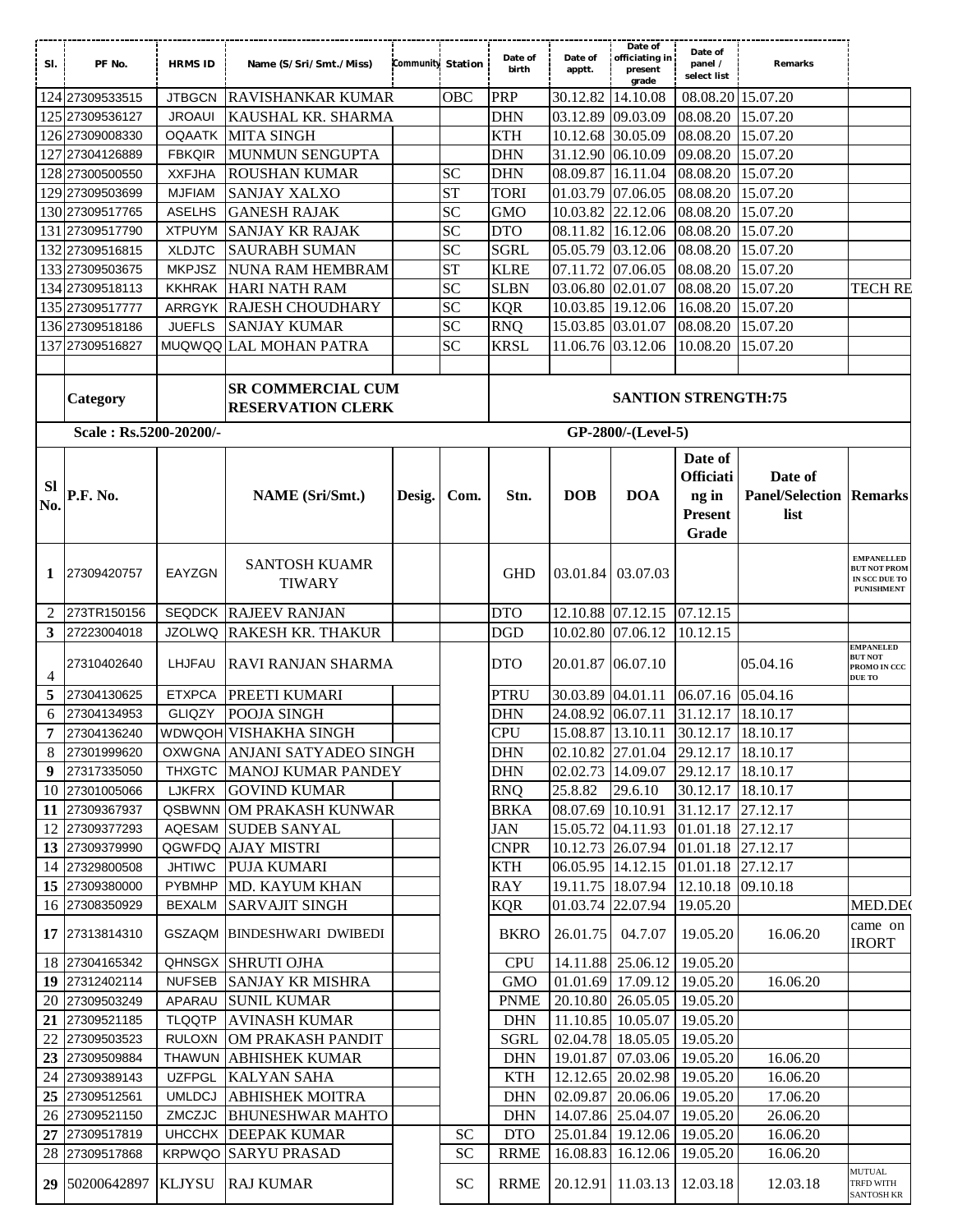| Sl. | PF No. | HRMS ID | Name (S/Sri/Smt./Miss) | Community | Station | Date of birth | Date of apptt. | Date of officiating in present grade | Date of panel / select list | Remarks |
|---|---|---|---|---|---|---|---|---|---|---|
| 124 | 27309533515 | JTBGCN | RAVISHANKAR KUMAR | OBC | PRP | 30.12.82 | 14.10.08 | 08.08.20 | 15.07.20 | |
| 125 | 27309536127 | JROAUI | KAUSHAL KR. SHARMA | | DHN | 03.12.89 | 09.03.09 | 08.08.20 | 15.07.20 | |
| 126 | 27309008330 | OQAATK | MITA SINGH | | KTH | 10.12.68 | 30.05.09 | 08.08.20 | 15.07.20 | |
| 127 | 27304126889 | FBKQIR | MUNMUN SENGUPTA | | DHN | 31.12.90 | 06.10.09 | 09.08.20 | 15.07.20 | |
| 128 | 27300500550 | XXFJHA | ROUSHAN KUMAR | SC | DHN | 08.09.87 | 16.11.04 | 08.08.20 | 15.07.20 | |
| 129 | 27309503699 | MJFIAM | SANJAY XALXO | ST | TORI | 01.03.79 | 07.06.05 | 08.08.20 | 15.07.20 | |
| 130 | 27309517765 | ASELHS | GANESH RAJAK | SC | GMO | 10.03.82 | 22.12.06 | 08.08.20 | 15.07.20 | |
| 131 | 27309517790 | XTPUYM | SANJAY KR RAJAK | SC | DTO | 08.11.82 | 16.12.06 | 08.08.20 | 15.07.20 | |
| 132 | 27309516815 | XLDJTC | SAURABH SUMAN | SC | SGRL | 05.05.79 | 03.12.06 | 08.08.20 | 15.07.20 | |
| 133 | 27309503675 | MKPJSZ | NUNA RAM HEMBRAM | ST | KLRE | 07.11.72 | 07.06.05 | 08.08.20 | 15.07.20 | |
| 134 | 27309518113 | KKHRAK | HARI NATH RAM | SC | SLBN | 03.06.80 | 02.01.07 | 08.08.20 | 15.07.20 | TECH RE |
| 135 | 27309517777 | ARRGYK | RAJESH CHOUDHARY | SC | KQR | 10.03.85 | 19.12.06 | 16.08.20 | 15.07.20 | |
| 136 | 27309518186 | JUEFLS | SANJAY KUMAR | SC | RNQ | 15.03.85 | 03.01.07 | 08.08.20 | 15.07.20 | |
| 137 | 27309516827 | MUQWQQ | LAL MOHAN PATRA | SC | KRSL | 11.06.76 | 03.12.06 | 10.08.20 | 15.07.20 | |

**Category:** SR COMMERCIAL CUM RESERVATION CLERK — **SANTION STRENGTH:75**

**Scale : Rs.5200-20200/-** — **GP-2800/-(Level-5)**

| Sl No. | P.F. No. | | NAME (Sri/Smt.) | Desig. | Com. | Stn. | DOB | DOA | Date of Officiating in Present Grade | Date of Panel/Selection list | Remarks |
|---|---|---|---|---|---|---|---|---|---|---|---|
| 1 | 27309420757 | EAYZGN | SANTOSH KUAMR TIWARY | | | GHD | 03.01.84 | 03.07.03 | | | EMPANELLED BUT NOT PROM IN SCC DUE TO PUNISHMENT |
| 2 | 273TR150156 | SEQDCK | RAJEEV RANJAN | | | DTO | 12.10.88 | 07.12.15 | 07.12.15 | | |
| 3 | 27223004018 | JZOLWQ | RAKESH KR. THAKUR | | | DGD | 10.02.80 | 07.06.12 | 10.12.15 | | |
| 4 | 27310402640 | LHJFAU | RAVI RANJAN SHARMA | | | DTO | 20.01.87 | 06.07.10 | | 05.04.16 | EMPANELED BUT NOT PROMO IN CCC DUE TO |
| 5 | 27304130625 | ETXPCA | PREETI KUMARI | | | PTRU | 30.03.89 | 04.01.11 | 06.07.16 | 05.04.16 | |
| 6 | 27304134953 | GLIQZY | POOJA SINGH | | | DHN | 24.08.92 | 06.07.11 | 31.12.17 | 18.10.17 | |
| 7 | 27304136240 | WDWQOH | VISHAKHA SINGH | | | CPU | 15.08.87 | 13.10.11 | 30.12.17 | 18.10.17 | |
| 8 | 27301999620 | OXWGNA | ANJANI SATYADEO SINGH | | | DHN | 02.10.82 | 27.01.04 | 29.12.17 | 18.10.17 | |
| 9 | 27317335050 | THXGTC | MANOJ KUMAR PANDEY | | | DHN | 02.02.73 | 14.09.07 | 29.12.17 | 18.10.17 | |
| 10 | 27301005066 | LJKFRX | GOVIND KUMAR | | | RNQ | 25.8.82 | 29.6.10 | 30.12.17 | 18.10.17 | |
| 11 | 27309367937 | QSBWNN | OM PRAKASH KUNWAR | | | BRKA | 08.07.69 | 10.10.91 | 31.12.17 | 27.12.17 | |
| 12 | 27309377293 | AQESAM | SUDEB SANYAL | | | JAN | 15.05.72 | 04.11.93 | 01.01.18 | 27.12.17 | |
| 13 | 27309379990 | QGWFDQ | AJAY MISTRI | | | CNPR | 10.12.73 | 26.07.94 | 01.01.18 | 27.12.17 | |
| 14 | 27329800508 | JHTIWC | PUJA KUMARI | | | KTH | 06.05.95 | 14.12.15 | 01.01.18 | 27.12.17 | |
| 15 | 27309380000 | PYBMHP | MD. KAYUM KHAN | | | RAY | 19.11.75 | 18.07.94 | 12.10.18 | 09.10.18 | |
| 16 | 27308350929 | BEXALM | SARVAJIT SINGH | | | KQR | 01.03.74 | 22.07.94 | 19.05.20 | | MED.DE( |
| 17 | 27313814310 | GSZAQM | BINDESHWARI DWIBEDI | | | BKRO | 26.01.75 | 04.7.07 | 19.05.20 | 16.06.20 | came on IRORT |
| 18 | 27304165342 | QHNSGX | SHRUTI OJHA | | | CPU | 14.11.88 | 25.06.12 | 19.05.20 | | |
| 19 | 27312402114 | NUFSEB | SANJAY KR MISHRA | | | GMO | 01.01.69 | 17.09.12 | 19.05.20 | 16.06.20 | |
| 20 | 27309503249 | APARAU | SUNIL KUMAR | | | PNME | 20.10.80 | 26.05.05 | 19.05.20 | | |
| 21 | 27309521185 | TLQQTP | AVINASH KUMAR | | | DHN | 11.10.85 | 10.05.07 | 19.05.20 | | |
| 22 | 27309503523 | RULOXN | OM PRAKASH PANDIT | | | SGRL | 02.04.78 | 18.05.05 | 19.05.20 | | |
| 23 | 27309509884 | THAWUN | ABHISHEK KUMAR | | | DHN | 19.01.87 | 07.03.06 | 19.05.20 | 16.06.20 | |
| 24 | 27309389143 | UZFPGL | KALYAN SAHA | | | KTH | 12.12.65 | 20.02.98 | 19.05.20 | 16.06.20 | |
| 25 | 27309512561 | UMLDCJ | ABHISHEK MOITRA | | | DHN | 02.09.87 | 20.06.06 | 19.05.20 | 17.06.20 | |
| 26 | 27309521150 | ZMCZJC | BHUNESHWAR MAHTO | | | DHN | 14.07.86 | 25.04.07 | 19.05.20 | 26.06.20 | |
| 27 | 27309517819 | UHCCHX | DEEPAK KUMAR | | SC | DTO | 25.01.84 | 19.12.06 | 19.05.20 | 16.06.20 | |
| 28 | 27309517868 | KRPWQO | SARYU PRASAD | | SC | RRME | 16.08.83 | 16.12.06 | 19.05.20 | 16.06.20 | |
| 29 | 50200642897 | KLJYSU | RAJ KUMAR | | SC | RRME | 20.12.91 | 11.03.13 | 12.03.18 | 12.03.18 | MUTUAL TRFD WITH SANTOSH KR |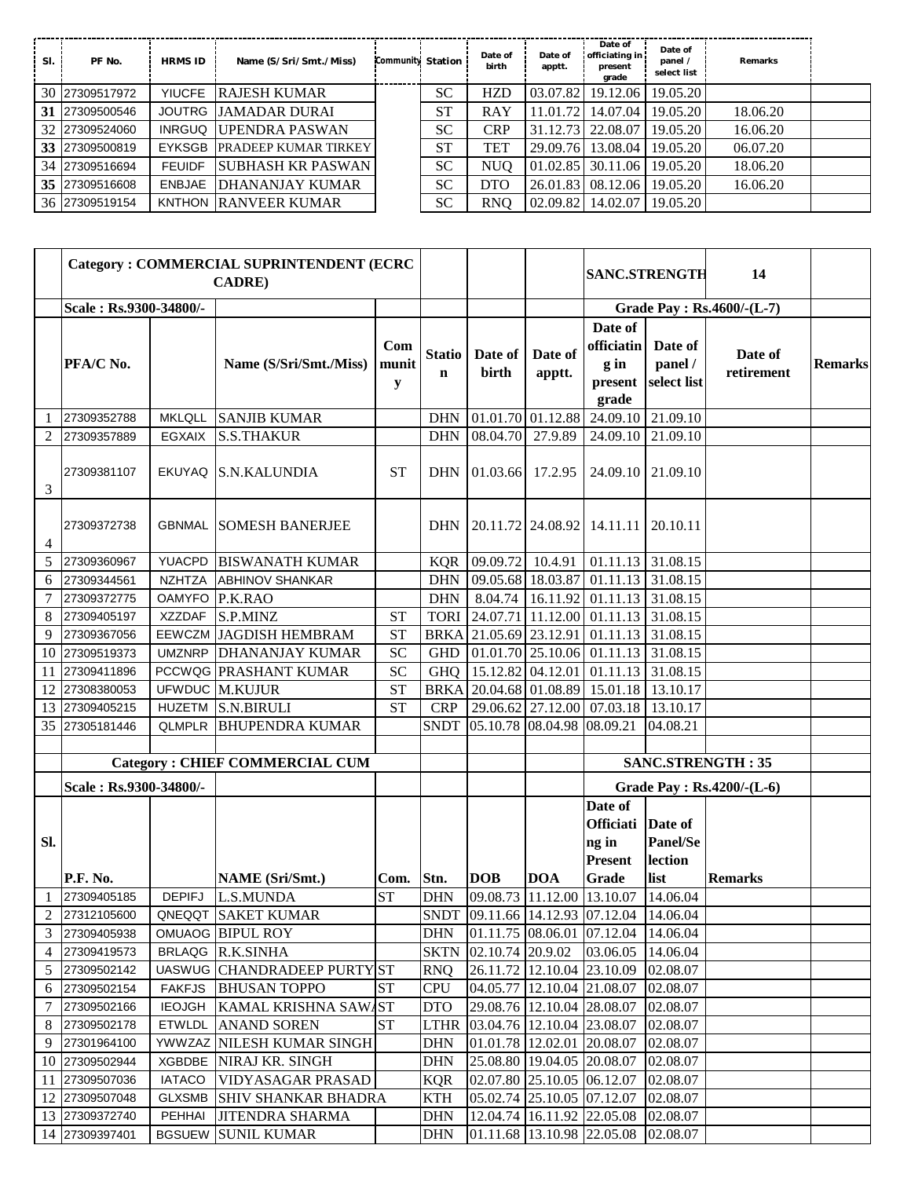| Sl. | PF No. | HRMS ID | Name (S/Sri/Smt./Miss) | Community | Station | Date of birth | Date of apptt. | Date of officiating in present grade | Date of panel / select list | Remarks |
|---|---|---|---|---|---|---|---|---|---|---|
| 30 | 27309517972 | YIUCFE | RAJESH KUMAR | | SC | HZD | 03.07.82 | 19.12.06 | 19.05.20 | |
| **31** | 27309500546 | JOUTRG | JAMADAR DURAI | | ST | RAY | 11.01.72 | 14.07.04 | 19.05.20 | 18.06.20 |
| 32 | 27309524060 | INRGUQ | UPENDRA PASWAN | | SC | CRP | 31.12.73 | 22.08.07 | 19.05.20 | 16.06.20 |
| **33** | 27309500819 | EYKSGB | PRADEEP KUMAR TIRKEY | | ST | TET | 29.09.76 | 13.08.04 | 19.05.20 | 06.07.20 |
| 34 | 27309516694 | FEUIDF | SUBHASH KR PASWAN | | SC | NUQ | 01.02.85 | 30.11.06 | 19.05.20 | 18.06.20 |
| **35** | 27309516608 | ENBJAE | DHANANJAY KUMAR | | SC | DTO | 26.01.83 | 08.12.06 | 19.05.20 | 16.06.20 |
| 36 | 27309519154 | KNTHON | RANVEER KUMAR | | SC | RNQ | 02.09.82 | 14.02.07 | 19.05.20 | |

| | **Category : COMMERCIAL SUPRINTENDENT (ECRC CADRE)** | | | | | | | **SANC.STRENGTH** | | **14** | |
|---|---|---|---|---|---|---|---|---|---|---|---|
| | **Scale : Rs.9300-34800/-** | | | | | | | **Grade Pay : Rs.4600/-(L-7)** | | | |
| | **PFA/C No.** | | **Name (S/Sri/Smt./Miss)** | **Community** | **Station** | **Date of birth** | **Date of apptt.** | **Date of officiating in present grade** | **Date of panel / select list** | **Date of retirement** | **Remarks** |
| 1 | 27309352788 | MKLQLL | SANJIB KUMAR | | DHN | 01.01.70 | 01.12.88 | 24.09.10 | 21.09.10 | | |
| 2 | 27309357889 | EGXAIX | S.S.THAKUR | | DHN | 08.04.70 | 27.9.89 | 24.09.10 | 21.09.10 | | |
| 3 | 27309381107 | EKUYAQ | S.N.KALUNDIA | ST | DHN | 01.03.66 | 17.2.95 | 24.09.10 | 21.09.10 | | |
| 4 | 27309372738 | GBNMAL | SOMESH BANERJEE | | DHN | 20.11.72 | 24.08.92 | 14.11.11 | 20.10.11 | | |
| 5 | 27309360967 | YUACPD | BISWANATH KUMAR | | KQR | 09.09.72 | 10.4.91 | 01.11.13 | 31.08.15 | | |
| 6 | 27309344561 | NZHTZA | ABHINOV SHANKAR | | DHN | 09.05.68 | 18.03.87 | 01.11.13 | 31.08.15 | | |
| 7 | 27309372775 | OAMYFO | P.K.RAO | | DHN | 8.04.74 | 16.11.92 | 01.11.13 | 31.08.15 | | |
| 8 | 27309405197 | XZZDAF | S.P.MINZ | ST | TORI | 24.07.71 | 11.12.00 | 01.11.13 | 31.08.15 | | |
| 9 | 27309367056 | EEWCZM | JAGDISH HEMBRAM | ST | BRKA | 21.05.69 | 23.12.91 | 01.11.13 | 31.08.15 | | |
| 10 | 27309519373 | UMZNRP | DHANANJAY KUMAR | SC | GHD | 01.01.70 | 25.10.06 | 01.11.13 | 31.08.15 | | |
| 11 | 27309411896 | PCCWQG | PRASHANT KUMAR | SC | GHQ | 15.12.82 | 04.12.01 | 01.11.13 | 31.08.15 | | |
| 12 | 27308380053 | UFWDUC | M.KUJUR | ST | BRKA | 20.04.68 | 01.08.89 | 15.01.18 | 13.10.17 | | |
| 13 | 27309405215 | HUZETM | S.N.BIRULI | ST | CRP | 29.06.62 | 27.12.00 | 07.03.18 | 13.10.17 | | |
| 35 | 27305181446 | QLMPLR | BHUPENDRA KUMAR | | SNDT | 05.10.78 | 08.04.98 | 08.09.21 | 04.08.21 | | |

| | **Category : CHIEF COMMERCIAL CUM** | | | | | | | **SANC.STRENGTH : 35** | | | |
|---|---|---|---|---|---|---|---|---|---|---|---|
| | **Scale : Rs.9300-34800/-** | | | | | | | **Grade Pay : Rs.4200/-(L-6)** | | | |
| **Sl.** | **P.F. No.** | | **NAME (Sri/Smt.)** | **Com.** | **Stn.** | **DOB** | **DOA** | **Date of Officiating in Present Grade** | **Date of Panel/Selection list** | **Remarks** | |
| 1 | 27309405185 | DEPIFJ | L.S.MUNDA | ST | DHN | 09.08.73 | 11.12.00 | 13.10.07 | 14.06.04 | | |
| 2 | 27312105600 | QNEQQT | SAKET KUMAR | | SNDT | 09.11.66 | 14.12.93 | 07.12.04 | 14.06.04 | | |
| 3 | 27309405938 | OMUAOG | BIPUL ROY | | DHN | 01.11.75 | 08.06.01 | 07.12.04 | 14.06.04 | | |
| 4 | 27309419573 | BRLAQG | R.K.SINHA | | SKTN | 02.10.74 | 20.9.02 | 03.06.05 | 14.06.04 | | |
| 5 | 27309502142 | UASWUG | CHANDRADEEP PURTY | ST | RNQ | 26.11.72 | 12.10.04 | 23.10.09 | 02.08.07 | | |
| 6 | 27309502154 | FAKFJS | BHUSAN TOPPO | ST | CPU | 04.05.77 | 12.10.04 | 21.08.07 | 02.08.07 | | |
| 7 | 27309502166 | IEOJGH | KAMAL KRISHNA SAWA | ST | DTO | 29.08.76 | 12.10.04 | 28.08.07 | 02.08.07 | | |
| 8 | 27309502178 | ETWLDL | ANAND SOREN | ST | LTHR | 03.04.76 | 12.10.04 | 23.08.07 | 02.08.07 | | |
| 9 | 27301964100 | YWWZAZ | NILESH KUMAR SINGH | | DHN | 01.01.78 | 12.02.01 | 20.08.07 | 02.08.07 | | |
| 10 | 27309502944 | XGBDBE | NIRAJ KR. SINGH | | DHN | 25.08.80 | 19.04.05 | 20.08.07 | 02.08.07 | | |
| 11 | 27309507036 | IATACO | VIDYASAGAR PRASAD | | KQR | 02.07.80 | 25.10.05 | 06.12.07 | 02.08.07 | | |
| 12 | 27309507048 | GLXSMB | SHIV SHANKAR BHADRA | | KTH | 05.02.74 | 25.10.05 | 07.12.07 | 02.08.07 | | |
| 13 | 27309372740 | PEHHAI | JITENDRA SHARMA | | DHN | 12.04.74 | 16.11.92 | 22.05.08 | 02.08.07 | | |
| 14 | 27309397401 | BGSUEW | SUNIL KUMAR | | DHN | 01.11.68 | 13.10.98 | 22.05.08 | 02.08.07 | | |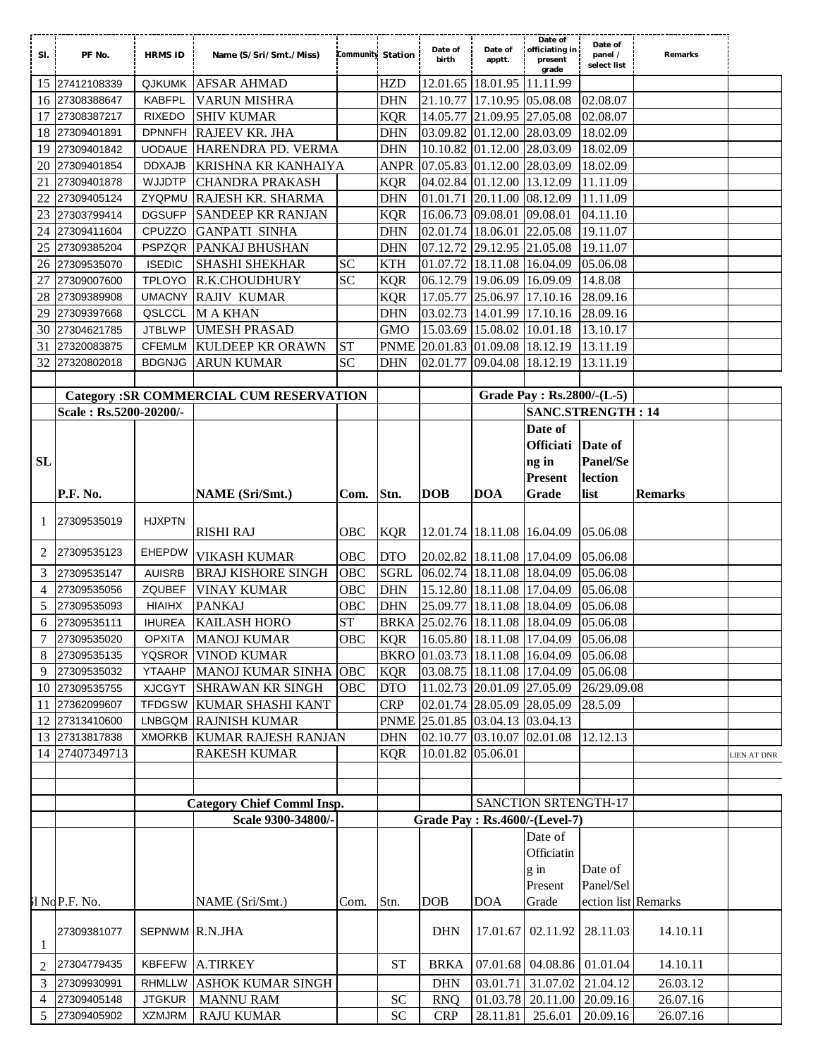| Sl. | PF No. | HRMS ID | Name (S/Sri/Smt./Miss) | Community | Station | Date of birth | Date of apptt. | Date of officiating in present grade | Date of panel / select list | Remarks | |
|---|---|---|---|---|---|---|---|---|---|---|---|
| 15 | 27412108339 | QJKUMK | AFSAR AHMAD | | HZD | 12.01.65 | 18.01.95 | 11.11.99 | | | |
| 16 | 27308388647 | KABFPL | VARUN MISHRA | | DHN | 21.10.77 | 17.10.95 | 05.08.08 | 02.08.07 | | |
| 17 | 27308387217 | RIXEDO | SHIV KUMAR | | KQR | 14.05.77 | 21.09.95 | 27.05.08 | 02.08.07 | | |
| 18 | 27309401891 | DPNNFH | RAJEEV KR. JHA | | DHN | 03.09.82 | 01.12.00 | 28.03.09 | 18.02.09 | | |
| 19 | 27309401842 | UODAUE | HARENDRA PD. VERMA | | DHN | 10.10.82 | 01.12.00 | 28.03.09 | 18.02.09 | | |
| 20 | 27309401854 | DDXAJB | KRISHNA KR KANHAIYA | | ANPR | 07.05.83 | 01.12.00 | 28.03.09 | 18.02.09 | | |
| 21 | 27309401878 | WJJDTP | CHANDRA PRAKASH | | KQR | 04.02.84 | 01.12.00 | 13.12.09 | 11.11.09 | | |
| 22 | 27309405124 | ZYQPMU | RAJESH KR. SHARMA | | DHN | 01.01.71 | 20.11.00 | 08.12.09 | 11.11.09 | | |
| 23 | 27303799414 | DGSUFP | SANDEEP KR RANJAN | | KQR | 16.06.73 | 09.08.01 | 09.08.01 | 04.11.10 | | |
| 24 | 27309411604 | CPUZZO | GANPATI SINHA | | DHN | 02.01.74 | 18.06.01 | 22.05.08 | 19.11.07 | | |
| 25 | 27309385204 | PSPZQR | PANKAJ BHUSHAN | | DHN | 07.12.72 | 29.12.95 | 21.05.08 | 19.11.07 | | |
| 26 | 27309535070 | ISEDIC | SHASHI SHEKHAR | SC | KTH | 01.07.72 | 18.11.08 | 16.04.09 | 05.06.08 | | |
| 27 | 27309007600 | TPLOYO | R.K.CHOUDHURY | SC | KQR | 06.12.79 | 19.06.09 | 16.09.09 | 14.8.08 | | |
| 28 | 27309389908 | UMACNY | RAJIV KUMAR | | KQR | 17.05.77 | 25.06.97 | 17.10.16 | 28.09.16 | | |
| 29 | 27309397668 | QSLCCL | M A KHAN | | DHN | 03.02.73 | 14.01.99 | 17.10.16 | 28.09.16 | | |
| 30 | 27304621785 | JTBLWP | UMESH PRASAD | | GMO | 15.03.69 | 15.08.02 | 10.01.18 | 13.10.17 | | |
| 31 | 27320083875 | CFEMLM | KULDEEP KR ORAWN | ST | PNME | 20.01.83 | 01.09.08 | 18.12.19 | 13.11.19 | | |
| 32 | 27320802018 | BDGNJG | ARUN KUMAR | SC | DHN | 02.01.77 | 09.04.08 | 18.12.19 | 13.11.19 | | |

**Category :SR COMMERCIAL CUM RESERVATION** — **Grade Pay : Rs.2800/-(L-5)**

**Scale : Rs.5200-20200/-** — **SANC.STRENGTH : 14**

| SL | P.F. No. | | NAME (Sri/Smt.) | Com. | Stn. | DOB | DOA | Date of Officiating in Present Grade | Date of Panel/Selection list | Remarks | |
|---|---|---|---|---|---|---|---|---|---|---|---|
| 1 | 27309535019 | HJXPTN | RISHI RAJ | OBC | KQR | 12.01.74 | 18.11.08 | 16.04.09 | 05.06.08 | | |
| 2 | 27309535123 | EHEPDW | VIKASH KUMAR | OBC | DTO | 20.02.82 | 18.11.08 | 17.04.09 | 05.06.08 | | |
| 3 | 27309535147 | AUISRB | BRAJ KISHORE SINGH | OBC | SGRL | 06.02.74 | 18.11.08 | 18.04.09 | 05.06.08 | | |
| 4 | 27309535056 | ZQUBEF | VINAY KUMAR | OBC | DHN | 15.12.80 | 18.11.08 | 17.04.09 | 05.06.08 | | |
| 5 | 27309535093 | HIAIHX | PANKAJ | OBC | DHN | 25.09.77 | 18.11.08 | 18.04.09 | 05.06.08 | | |
| 6 | 27309535111 | IHUREA | KAILASH HORO | ST | BRKA | 25.02.76 | 18.11.08 | 18.04.09 | 05.06.08 | | |
| 7 | 27309535020 | OPXITA | MANOJ KUMAR | OBC | KQR | 16.05.80 | 18.11.08 | 17.04.09 | 05.06.08 | | |
| 8 | 27309535135 | YQSROR | VINOD KUMAR | | BKRO | 01.03.73 | 18.11.08 | 16.04.09 | 05.06.08 | | |
| 9 | 27309535032 | YTAAHP | MANOJ KUMAR SINHA | OBC | KQR | 03.08.75 | 18.11.08 | 17.04.09 | 05.06.08 | | |
| 10 | 27309535755 | XJCGYT | SHRAWAN KR SINGH | OBC | DTO | 11.02.73 | 20.01.09 | 27.05.09 | 26/29.09.08 | | |
| 11 | 27362099607 | TFDGSW | KUMAR SHASHI KANT | | CRP | 02.01.74 | 28.05.09 | 28.05.09 | 28.5.09 | | |
| 12 | 27313410600 | LNBGQM | RAJNISH KUMAR | | PNME | 25.01.85 | 03.04.13 | 03.04.13 | | | |
| 13 | 27313817838 | XMORKB | KUMAR RAJESH RANJAN | | DHN | 02.10.77 | 03.10.07 | 02.01.08 | 12.12.13 | | |
| 14 | 27407349713 | | RAKESH KUMAR | | KQR | 10.01.82 | 05.06.01 | | | | LIEN AT DNR |

**Category Chief Comml Insp.** — SANCTION SRTENGTH-17

**Scale 9300-34800/-** — **Grade Pay : Rs.4600/-(Level-7)**

| Sl No | P.F. No. | | NAME (Sri/Smt.) | Com. | Stn. | DOB | DOA | Date of Officiating in Present Grade | Date of Panel/Selection list | Remarks | |
|---|---|---|---|---|---|---|---|---|---|---|---|
| 1 | 27309381077 | SEPNWM | R.N.JHA | | | DHN | 17.01.67 | 02.11.92 | 28.11.03 | 14.10.11 | |
| 2 | 27304779435 | KBFEFW | A.TIRKEY | | ST | BRKA | 07.01.68 | 04.08.86 | 01.01.04 | 14.10.11 | |
| 3 | 27309930991 | RHMLLW | ASHOK KUMAR SINGH | | | DHN | 03.01.71 | 31.07.02 | 21.04.12 | 26.03.12 | |
| 4 | 27309405148 | JTGKUR | MANNU RAM | | SC | RNQ | 01.03.78 | 20.11.00 | 20.09.16 | 26.07.16 | |
| 5 | 27309405902 | XZMJRM | RAJU KUMAR | | SC | CRP | 28.11.81 | 25.6.01 | 20.09.16 | 26.07.16 | |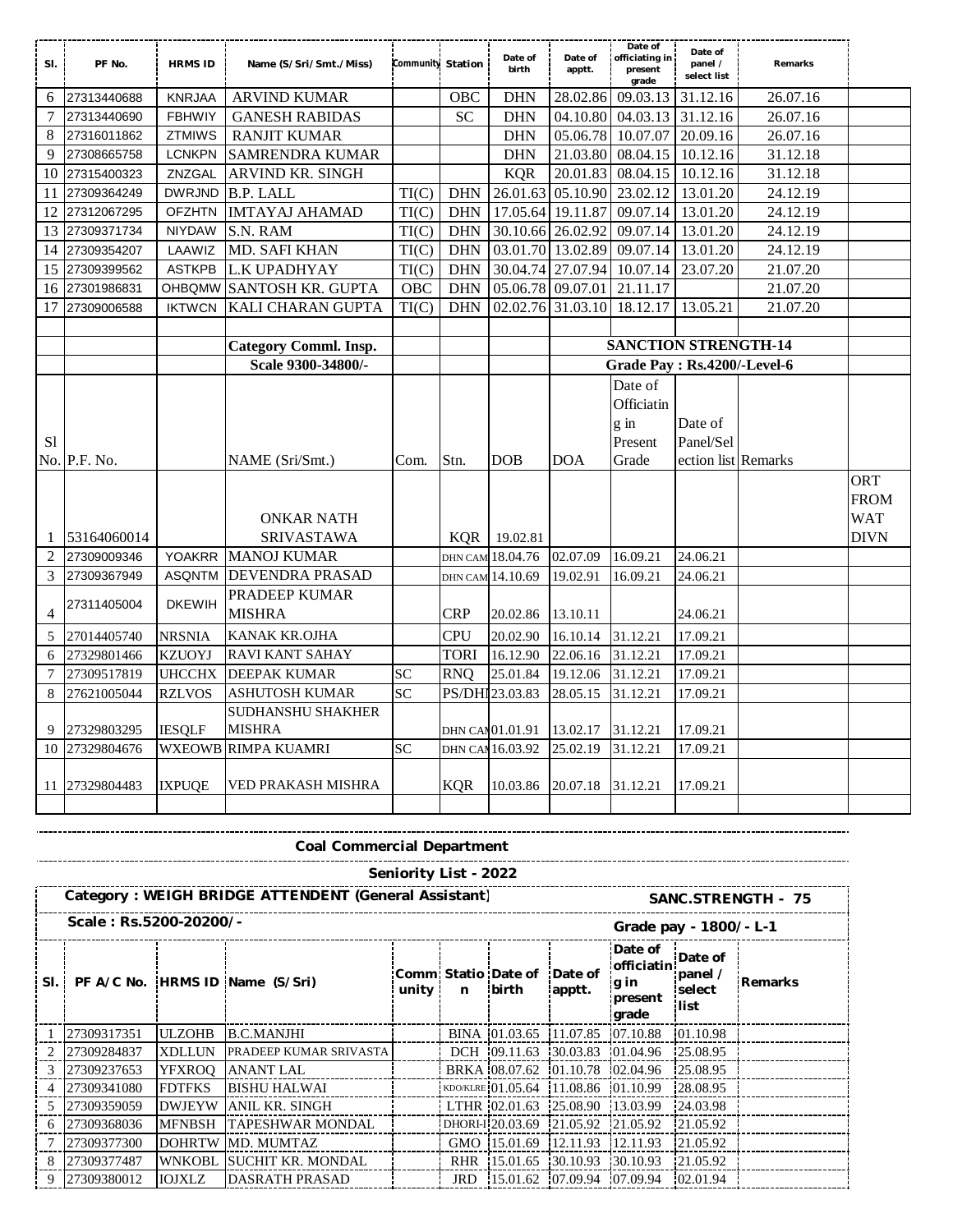| Sl. | PF No. | HRMS ID | Name (S/Sri/Smt./Miss) | Community | Station | Date of birth | Date of apptt. | Date of officiating in present grade | Date of panel / select list | Remarks | |
|---|---|---|---|---|---|---|---|---|---|---|---|
| 6 | 27313440688 | KNRJAA | ARVIND KUMAR | | OBC | DHN | 28.02.86 | 09.03.13 | 31.12.16 | 26.07.16 | |
| 7 | 27313440690 | FBHWIY | GANESH RABIDAS | | SC | DHN | 04.10.80 | 04.03.13 | 31.12.16 | 26.07.16 | |
| 8 | 27316011862 | ZTMIWS | RANJIT KUMAR | | | DHN | 05.06.78 | 10.07.07 | 20.09.16 | 26.07.16 | |
| 9 | 27308665758 | LCNKPN | SAMRENDRA KUMAR | | | DHN | 21.03.80 | 08.04.15 | 10.12.16 | 31.12.18 | |
| 10 | 27315400323 | ZNZGAL | ARVIND KR. SINGH | | | KQR | 20.01.83 | 08.04.15 | 10.12.16 | 31.12.18 | |
| 11 | 27309364249 | DWRJND | B.P. LALL | TI(C) | DHN | 26.01.63 | 05.10.90 | 23.02.12 | 13.01.20 | 24.12.19 | |
| 12 | 27312067295 | OFZHTN | IMTAYAJ AHAMAD | TI(C) | DHN | 17.05.64 | 19.11.87 | 09.07.14 | 13.01.20 | 24.12.19 | |
| 13 | 27309371734 | NIYDAW | S.N. RAM | TI(C) | DHN | 30.10.66 | 26.02.92 | 09.07.14 | 13.01.20 | 24.12.19 | |
| 14 | 27309354207 | LAAWIZ | MD. SAFI KHAN | TI(C) | DHN | 03.01.70 | 13.02.89 | 09.07.14 | 13.01.20 | 24.12.19 | |
| 15 | 27309399562 | ASTKPB | L.K UPADHYAY | TI(C) | DHN | 30.04.74 | 27.07.94 | 10.07.14 | 23.07.20 | 21.07.20 | |
| 16 | 27301986831 | OHBQMW | SANTOSH KR. GUPTA | OBC | DHN | 05.06.78 | 09.07.01 | 21.11.17 | | 21.07.20 | |
| 17 | 27309006588 | IKTWCN | KALI CHARAN GUPTA | TI(C) | DHN | 02.02.76 | 31.03.10 | 18.12.17 | 13.05.21 | 21.07.20 | |
| | | | | | | | | | | | |
| | | | **Category Comml. Insp.** | | | | **SANCTION STRENGTH-14** | | | | |
| | | | **Scale 9300-34800/-** | | | | **Grade Pay : Rs.4200/-Level-6** | | | | |
| Sl No. | P.F. No. | | NAME (Sri/Smt.) | Com. | Stn. | DOB | DOA | Date of Officiating in Present Grade | Date of Panel/Selection list | Remarks | |
| 1 | 53164060014 | | ONKAR NATH SRIVASTAWA | | KQR | 19.02.81 | | | | | ORT FROM WAT DIVN |
| 2 | 27309009346 | YOAKRR | MANOJ KUMAR | | DHN CAM | 18.04.76 | 02.07.09 | 16.09.21 | 24.06.21 | | |
| 3 | 27309367949 | ASQNTM | DEVENDRA PRASAD | | DHN CAM | 14.10.69 | 19.02.91 | 16.09.21 | 24.06.21 | | |
| 4 | 27311405004 | DKEWIH | PRADEEP KUMAR MISHRA | | CRP | 20.02.86 | 13.10.11 | | 24.06.21 | | |
| 5 | 27014405740 | NRSNIA | KANAK KR.OJHA | | CPU | 20.02.90 | 16.10.14 | 31.12.21 | 17.09.21 | | |
| 6 | 27329801466 | KZUOYJ | RAVI KANT SAHAY | | TORI | 16.12.90 | 22.06.16 | 31.12.21 | 17.09.21 | | |
| 7 | 27309517819 | UHCCHX | DEEPAK KUMAR | SC | RNQ | 25.01.84 | 19.12.06 | 31.12.21 | 17.09.21 | | |
| 8 | 27621005044 | RZLVOS | ASHUTOSH KUMAR | SC | PS/DHN | 23.03.83 | 28.05.15 | 31.12.21 | 17.09.21 | | |
| 9 | 27329803295 | IESQLF | SUDHANSHU SHAKHER MISHRA | | DHN CAM | 01.01.91 | 13.02.17 | 31.12.21 | 17.09.21 | | |
| 10 | 27329804676 | WXEOWB | RIMPA KUAMRI | SC | DHN CAM | 16.03.92 | 25.02.19 | 31.12.21 | 17.09.21 | | |
| 11 | 27329804483 | IXPUQE | VED PRAKASH MISHRA | | KQR | 10.03.86 | 20.07.18 | 31.12.21 | 17.09.21 | | |

**Coal Commercial Department**

**Seniority List - 2022**

**Category : WEIGH BRIDGE ATTENDENT (General Assistant)** — **SANC.STRENGTH - 75**

**Scale : Rs.5200-20200/-** — **Grade pay - 1800/- L-1**

| Sl. | PF A/C No. | HRMS ID | Name (S/Sri) | Community | Station | Date of birth | Date of apptt. | Date of officiating in present grade | Date of panel / select list | Remarks |
|---|---|---|---|---|---|---|---|---|---|---|
| 1 | 27309317351 | ULZOHB | B.C.MANJHI | | BINA | 01.03.65 | 11.07.85 | 07.10.88 | 01.10.98 | |
| 2 | 27309284837 | XDLLUN | PRADEEP KUMAR SRIVASTA | | DCH | 09.11.63 | 30.03.83 | 01.04.96 | 25.08.95 | |
| 3 | 27309237653 | YFXROQ | ANANT LAL | | BRKA | 08.07.62 | 01.10.78 | 02.04.96 | 25.08.95 | |
| 4 | 27309341080 | FDTFKS | BISHU HALWAI | | KDO/KLRE | 01.05.64 | 11.08.86 | 01.10.99 | 28.08.95 | |
| 5 | 27309359059 | DWJEYW | ANIL KR. SINGH | | LTHR | 02.01.63 | 25.08.90 | 13.03.99 | 24.03.98 | |
| 6 | 27309368036 | MFNBSH | TAPESHWAR MONDAL | | DHORI-I | 20.03.69 | 21.05.92 | 21.05.92 | 21.05.92 | |
| 7 | 27309377300 | DOHRTW | MD. MUMTAZ | | GMO | 15.01.69 | 12.11.93 | 12.11.93 | 21.05.92 | |
| 8 | 27309377487 | WNKOBL | SUCHIT KR. MONDAL | | RHR | 15.01.65 | 30.10.93 | 30.10.93 | 21.05.92 | |
| 9 | 27309380012 | IOJXLZ | DASRATH PRASAD | | JRD | 15.01.62 | 07.09.94 | 07.09.94 | 02.01.94 | |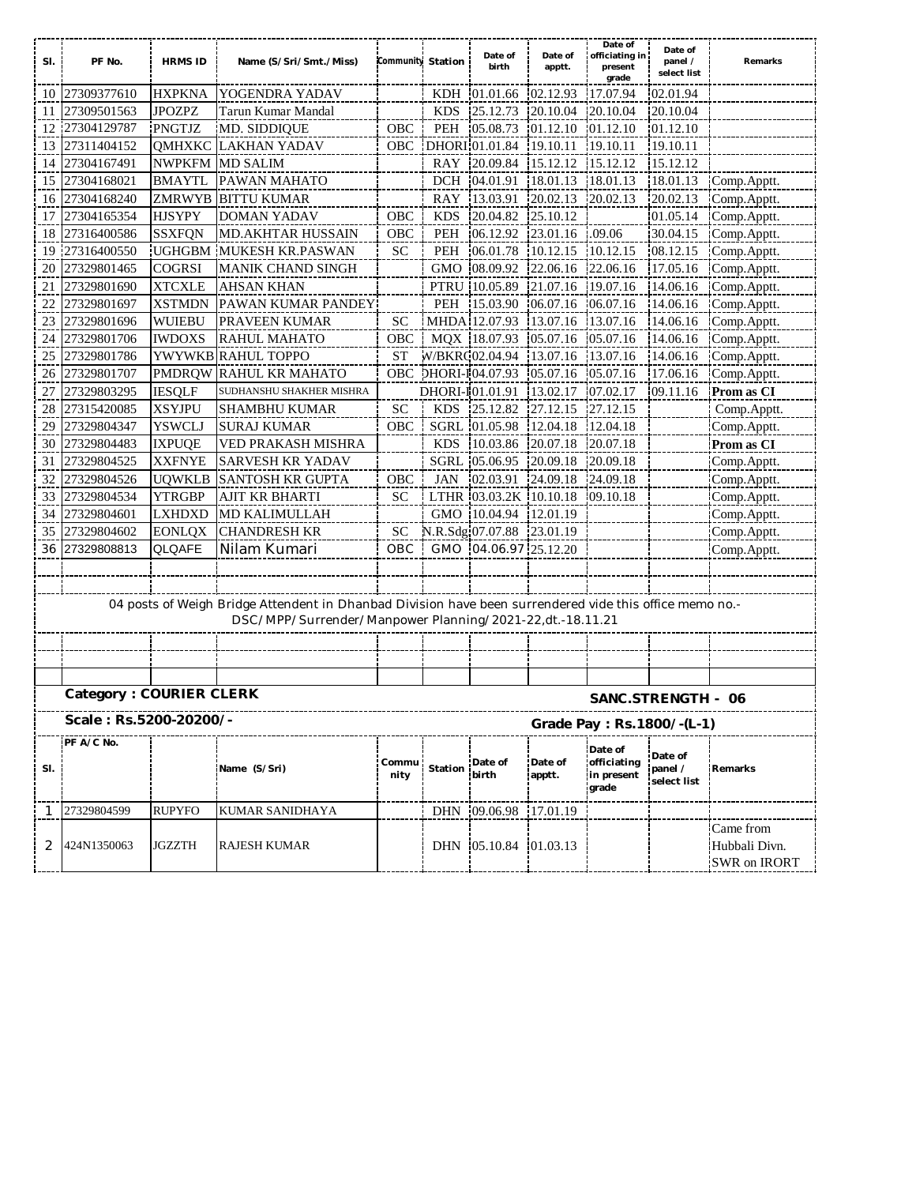| Sl. | PF No. | HRMS ID | Name (S/Sri/Smt./Miss) | Community | Station | Date of birth | Date of apptt. | Date of officiating in present grade | Date of panel / select list | Remarks |
|---|---|---|---|---|---|---|---|---|---|---|
| 10 | 27309377610 | HXPKNA | YOGENDRA YADAV | | KDH | 01.01.66 | 02.12.93 | 17.07.94 | 02.01.94 | |
| 11 | 27309501563 | JPOZPZ | Tarun Kumar Mandal | | KDS | 25.12.73 | 20.10.04 | 20.10.04 | 20.10.04 | |
| 12 | 27304129787 | PNGTJZ | MD. SIDDIQUE | OBC | PEH | 05.08.73 | 01.12.10 | 01.12.10 | 01.12.10 | |
| 13 | 27311404152 | QMHXKC | LAKHAN YADAV | OBC | DHORI | 01.01.84 | 19.10.11 | 19.10.11 | 19.10.11 | |
| 14 | 27304167491 | NWPKFM | MD SALIM | | RAY | 20.09.84 | 15.12.12 | 15.12.12 | 15.12.12 | |
| 15 | 27304168021 | BMAYTL | PAWAN MAHATO | | DCH | 04.01.91 | 18.01.13 | 18.01.13 | 18.01.13 | Comp.Apptt. |
| 16 | 27304168240 | ZMRWYB | BITTU KUMAR | | RAY | 13.03.91 | 20.02.13 | 20.02.13 | 20.02.13 | Comp.Apptt. |
| 17 | 27304165354 | HJSYPY | DOMAN YADAV | OBC | KDS | 20.04.82 | 25.10.12 | | 01.05.14 | Comp.Apptt. |
| 18 | 27316400586 | SSXFQN | MD.AKHTAR HUSSAIN | OBC | PEH | 06.12.92 | 23.01.16 | .09.06 | 30.04.15 | Comp.Apptt. |
| 19 | 27316400550 | UGHGBM | MUKESH KR.PASWAN | SC | PEH | 06.01.78 | 10.12.15 | 10.12.15 | 08.12.15 | Comp.Apptt. |
| 20 | 27329801465 | COGRSI | MANIK CHAND SINGH | | GMO | 08.09.92 | 22.06.16 | 22.06.16 | 17.05.16 | Comp.Apptt. |
| 21 | 27329801690 | XTCXLE | AHSAN KHAN | | PTRU | 10.05.89 | 21.07.16 | 19.07.16 | 14.06.16 | Comp.Apptt. |
| 22 | 27329801697 | XSTMDN | PAWAN KUMAR PANDEY | | PEH | 15.03.90 | 06.07.16 | 06.07.16 | 14.06.16 | Comp.Apptt. |
| 23 | 27329801696 | WUIEBU | PRAVEEN KUMAR | SC | MHDA | 12.07.93 | 13.07.16 | 13.07.16 | 14.06.16 | Comp.Apptt. |
| 24 | 27329801706 | IWDOXS | RAHUL MAHATO | OBC | MQX | 18.07.93 | 05.07.16 | 05.07.16 | 14.06.16 | Comp.Apptt. |
| 25 | 27329801786 | YWYWKB | RAHUL TOPPO | ST | W/BKRO | 02.04.94 | 13.07.16 | 13.07.16 | 14.06.16 | Comp.Apptt. |
| 26 | 27329801707 | PMDRQW | RAHUL KR MAHATO | OBC | DHORI-I | 04.07.93 | 05.07.16 | 05.07.16 | 17.06.16 | Comp.Apptt. |
| 27 | 27329803295 | IESQLF | SUDHANSHU SHAKHER MISHRA | | DHORI-I | 01.01.91 | 13.02.17 | 07.02.17 | 09.11.16 | **Prom as CI** |
| 28 | 27315420085 | XSYJPU | SHAMBHU KUMAR | SC | KDS | 25.12.82 | 27.12.15 | 27.12.15 | | Comp.Apptt. |
| 29 | 27329804347 | YSWCLJ | SURAJ KUMAR | OBC | SGRL | 01.05.98 | 12.04.18 | 12.04.18 | | Comp.Apptt. |
| 30 | 27329804483 | IXPUQE | VED PRAKASH MISHRA | | KDS | 10.03.86 | 20.07.18 | 20.07.18 | | **Prom as CI** |
| 31 | 27329804525 | XXFNYE | SARVESH KR YADAV | | SGRL | 05.06.95 | 20.09.18 | 20.09.18 | | Comp.Apptt. |
| 32 | 27329804526 | UQWKLB | SANTOSH KR GUPTA | OBC | JAN | 02.03.91 | 24.09.18 | 24.09.18 | | Comp.Apptt. |
| 33 | 27329804534 | YTRGBP | AJIT KR BHARTI | SC | LTHR | 03.03.2K | 10.10.18 | 09.10.18 | | Comp.Apptt. |
| 34 | 27329804601 | LXHDXD | MD KALIMULLAH | | GMO | 10.04.94 | 12.01.19 | | | Comp.Apptt. |
| 35 | 27329804602 | EONLQX | CHANDRESH KR | SC | N.R.Sdg | 07.07.88 | 23.01.19 | | | Comp.Apptt. |
| 36 | 27329808813 | QLQAFE | Nilam Kumari | OBC | GMO | 04.06.97 | 25.12.20 | | | Comp.Apptt. |

04 posts of Weigh Bridge Attendent in Dhanbad Division have been surrendered vide this office memo no.- DSC/MPP/Surrender/Manpower Planning/2021-22,dt.-18.11.21

**Category : COURIER CLERK** — **SANC.STRENGTH - 06**

**Scale : Rs.5200-20200/-** — **Grade Pay : Rs.1800/-(L-1)**

| Sl. | PF A/C No. | | Name (S/Sri) | Community | Station | Date of birth | Date of apptt. | Date of officiating in present grade | Date of panel / select list | Remarks |
|---|---|---|---|---|---|---|---|---|---|---|
| 1 | 27329804599 | RUPYFO | KUMAR SANIDHAYA | | DHN | 09.06.98 | 17.01.19 | | | |
| 2 | 424N1350063 | JGZZTH | RAJESH KUMAR | | DHN | 05.10.84 | 01.03.13 | | | Came from Hubbali Divn. SWR on IRORT |